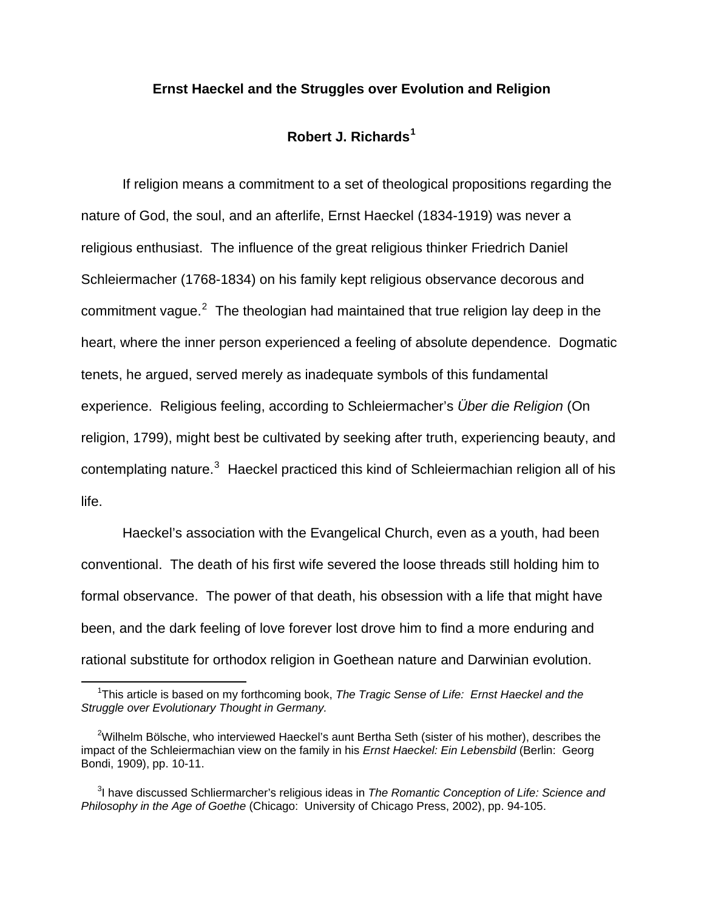# Ernst Haeckel and the Struggles over Evolution and Religion

**Robert J. Richards**[1]

If religion means a commitment to a set of theological propositions regarding the nature of God, the soul, and an afterlife, Ernst Haeckel (1834-1919) was never a religious enthusiast. The influence of the great religious thinker Friedrich Daniel Schleiermacher (1768-1834) on his family kept religious observance decorous and commitment vague.[2] The theologian had maintained that true religion lay deep in the heart, where the inner person experienced a feeling of absolute dependence. Dogmatic tenets, he argued, served merely as inadequate symbols of this fundamental experience. Religious feeling, according to Schleiermacher's *Über die Religion* (On religion, 1799), might best be cultivated by seeking after truth, experiencing beauty, and contemplating nature.[3] Haeckel practiced this kind of Schleiermachian religion all of his life.

Haeckel's association with the Evangelical Church, even as a youth, had been conventional. The death of his first wife severed the loose threads still holding him to formal observance. The power of that death, his obsession with a life that might have been, and the dark feeling of love forever lost drove him to find a more enduring and rational substitute for orthodox religion in Goethean nature and Darwinian evolution.

---

[1] This article is based on my forthcoming book, *The Tragic Sense of Life: Ernst Haeckel and the Struggle over Evolutionary Thought in Germany.*

[2] Wilhelm Bölsche, who interviewed Haeckel's aunt Bertha Seth (sister of his mother), describes the impact of the Schleiermachian view on the family in his *Ernst Haeckel: Ein Lebensbild* (Berlin: Georg Bondi, 1909), pp. 10-11.

[3] I have discussed Schliermarcher's religious ideas in *The Romantic Conception of Life: Science and Philosophy in the Age of Goethe* (Chicago: University of Chicago Press, 2002), pp. 94-105.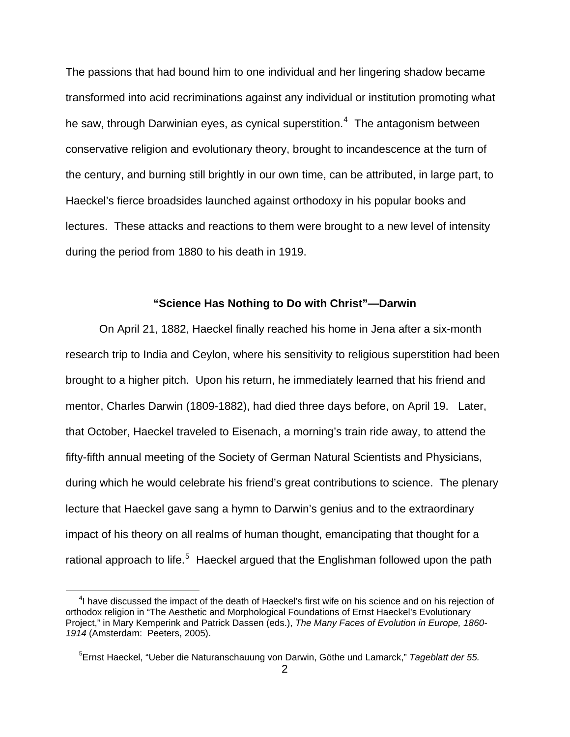The passions that had bound him to one individual and her lingering shadow became transformed into acid recriminations against any individual or institution promoting what he saw, through Darwinian eyes, as cynical superstition.[4] The antagonism between conservative religion and evolutionary theory, brought to incandescence at the turn of the century, and burning still brightly in our own time, can be attributed, in large part, to Haeckel's fierce broadsides launched against orthodoxy in his popular books and lectures. These attacks and reactions to them were brought to a new level of intensity during the period from 1880 to his death in 1919.

### "Science Has Nothing to Do with Christ"—Darwin

On April 21, 1882, Haeckel finally reached his home in Jena after a six-month research trip to India and Ceylon, where his sensitivity to religious superstition had been brought to a higher pitch. Upon his return, he immediately learned that his friend and mentor, Charles Darwin (1809-1882), had died three days before, on April 19. Later, that October, Haeckel traveled to Eisenach, a morning's train ride away, to attend the fifty-fifth annual meeting of the Society of German Natural Scientists and Physicians, during which he would celebrate his friend's great contributions to science. The plenary lecture that Haeckel gave sang a hymn to Darwin's genius and to the extraordinary impact of his theory on all realms of human thought, emancipating that thought for a rational approach to life.[5] Haeckel argued that the Englishman followed upon the path

---

[4] I have discussed the impact of the death of Haeckel's first wife on his science and on his rejection of orthodox religion in "The Aesthetic and Morphological Foundations of Ernst Haeckel's Evolutionary Project," in Mary Kemperink and Patrick Dassen (eds.), *The Many Faces of Evolution in Europe, 1860-1914* (Amsterdam: Peeters, 2005).

[5] Ernst Haeckel, "Ueber die Naturanschauung von Darwin, Göthe und Lamarck," *Tageblatt der 55.*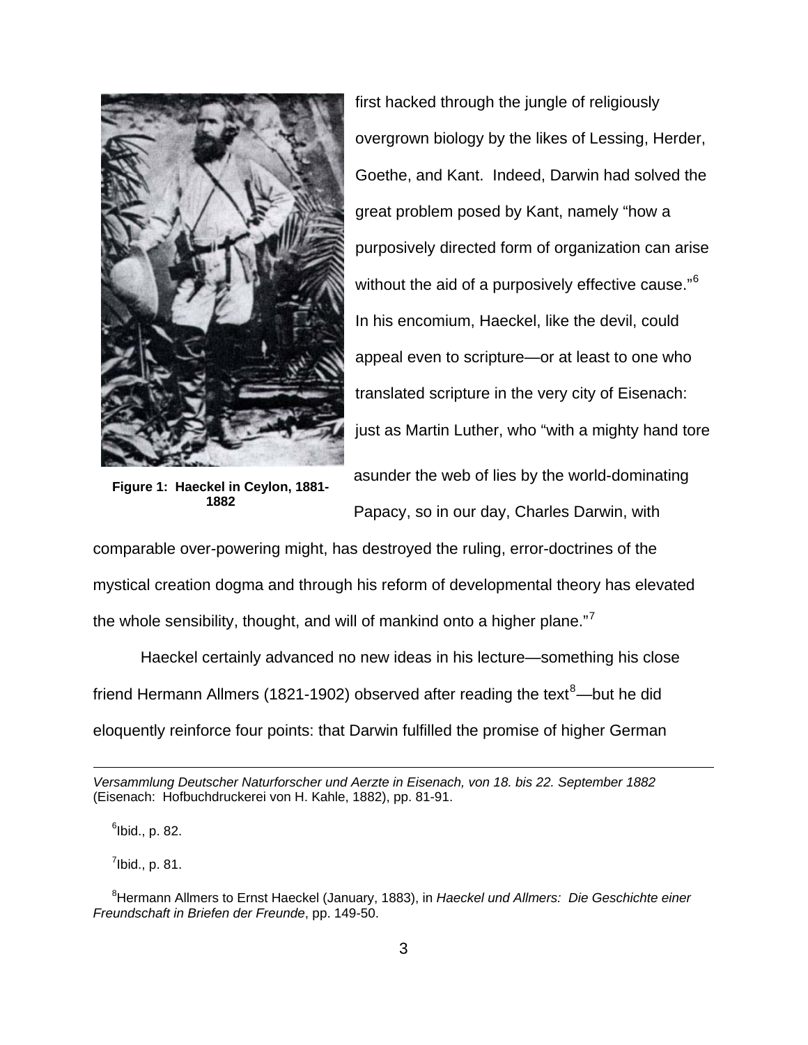Figure 1: Haeckel in Ceylon, 1881-1882

first hacked through the jungle of religiously overgrown biology by the likes of Lessing, Herder, Goethe, and Kant. Indeed, Darwin had solved the great problem posed by Kant, namely "how a purposively directed form of organization can arise without the aid of a purposively effective cause."[6] In his encomium, Haeckel, like the devil, could appeal even to scripture—or at least to one who translated scripture in the very city of Eisenach: just as Martin Luther, who "with a mighty hand tore asunder the web of lies by the world-dominating Papacy, so in our day, Charles Darwin, with comparable over-powering might, has destroyed the ruling, error-doctrines of the mystical creation dogma and through his reform of developmental theory has elevated the whole sensibility, thought, and will of mankind onto a higher plane."[7]

Haeckel certainly advanced no new ideas in his lecture—something his close friend Hermann Allmers (1821-1902) observed after reading the text[8]—but he did eloquently reinforce four points: that Darwin fulfilled the promise of higher German

---

*Versammlung Deutscher Naturforscher und Aerzte in Eisenach, von 18. bis 22. September 1882* (Eisenach: Hofbuchdruckerei von H. Kahle, 1882), pp. 81-91.

[6]Ibid., p. 82.

[7]Ibid., p. 81.

[8]Hermann Allmers to Ernst Haeckel (January, 1883), in *Haeckel und Allmers: Die Geschichte einer Freundschaft in Briefen der Freunde*, pp. 149-50.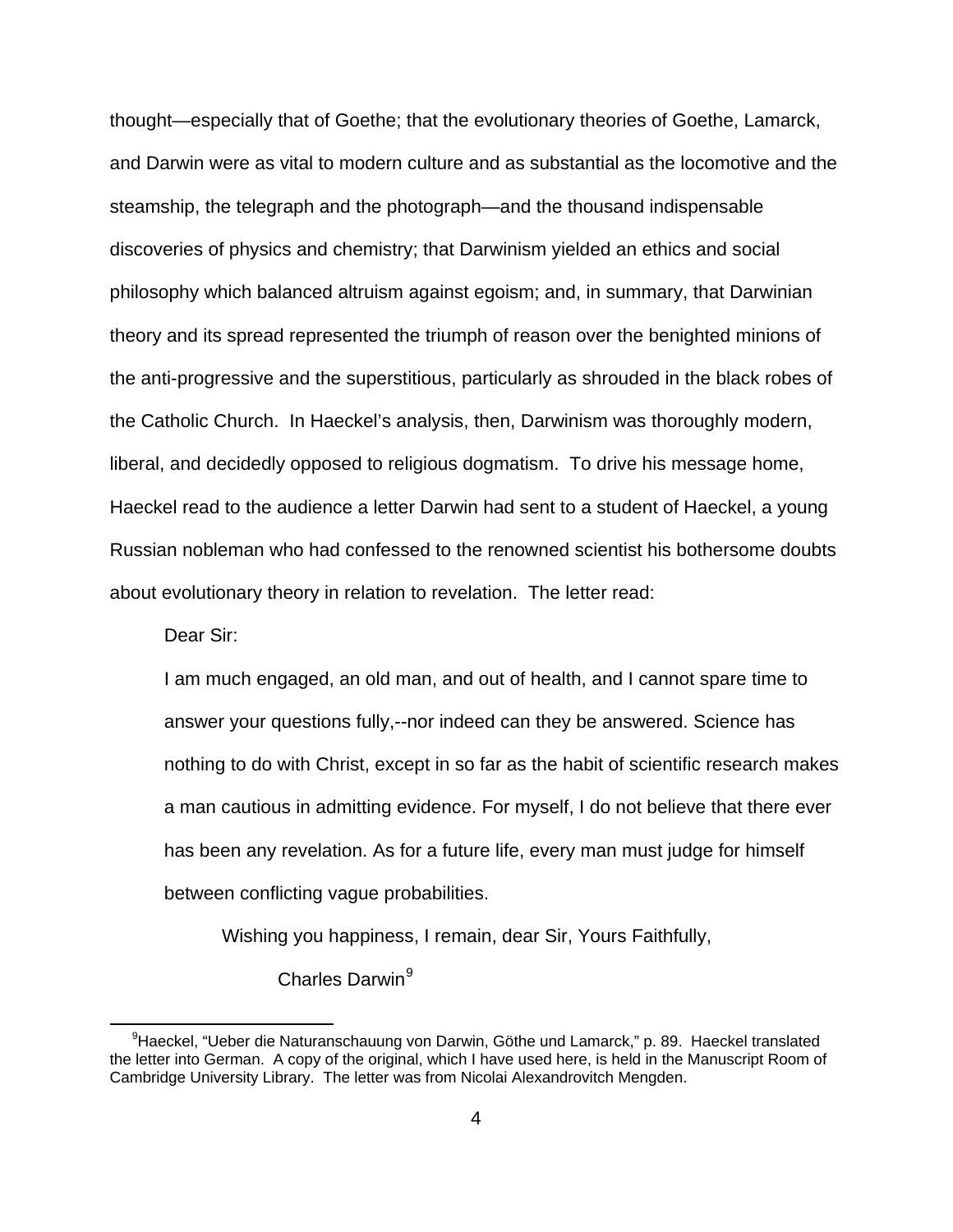thought—especially that of Goethe; that the evolutionary theories of Goethe, Lamarck, and Darwin were as vital to modern culture and as substantial as the locomotive and the steamship, the telegraph and the photograph—and the thousand indispensable discoveries of physics and chemistry; that Darwinism yielded an ethics and social philosophy which balanced altruism against egoism; and, in summary, that Darwinian theory and its spread represented the triumph of reason over the benighted minions of the anti-progressive and the superstitious, particularly as shrouded in the black robes of the Catholic Church. In Haeckel's analysis, then, Darwinism was thoroughly modern, liberal, and decidedly opposed to religious dogmatism. To drive his message home, Haeckel read to the audience a letter Darwin had sent to a student of Haeckel, a young Russian nobleman who had confessed to the renowned scientist his bothersome doubts about evolutionary theory in relation to revelation. The letter read:

> Dear Sir:
>
> I am much engaged, an old man, and out of health, and I cannot spare time to answer your questions fully,--nor indeed can they be answered. Science has nothing to do with Christ, except in so far as the habit of scientific research makes a man cautious in admitting evidence. For myself, I do not believe that there ever has been any revelation. As for a future life, every man must judge for himself between conflicting vague probabilities.
>
> Wishing you happiness, I remain, dear Sir, Yours Faithfully,
>
> Charles Darwin[9]

[9] Haeckel, "Ueber die Naturanschauung von Darwin, Göthe und Lamarck," p. 89. Haeckel translated the letter into German. A copy of the original, which I have used here, is held in the Manuscript Room of Cambridge University Library. The letter was from Nicolai Alexandrovitch Mengden.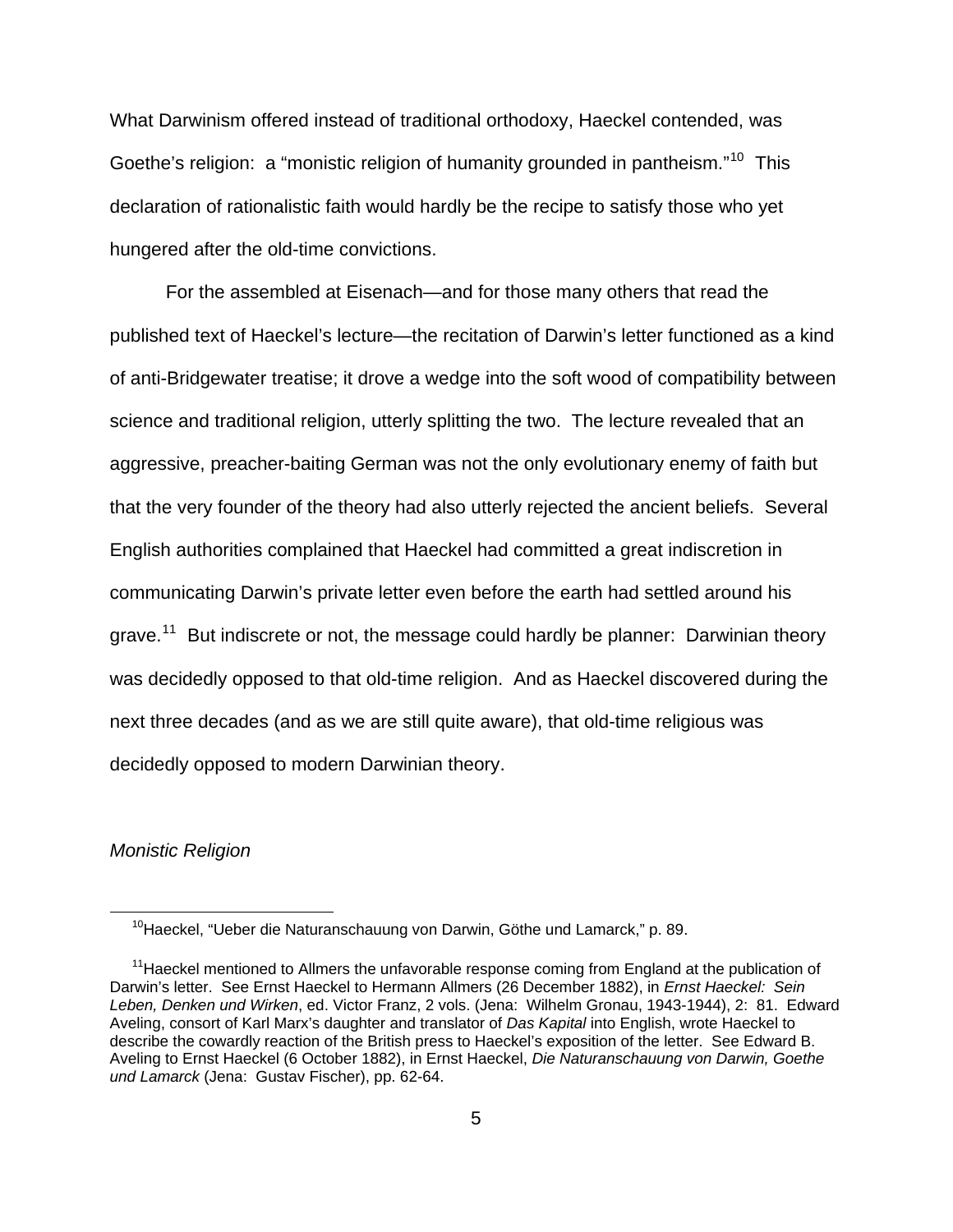What Darwinism offered instead of traditional orthodoxy, Haeckel contended, was Goethe's religion: a "monistic religion of humanity grounded in pantheism."[10] This declaration of rationalistic faith would hardly be the recipe to satisfy those who yet hungered after the old-time convictions.

For the assembled at Eisenach—and for those many others that read the published text of Haeckel's lecture—the recitation of Darwin's letter functioned as a kind of anti-Bridgewater treatise; it drove a wedge into the soft wood of compatibility between science and traditional religion, utterly splitting the two. The lecture revealed that an aggressive, preacher-baiting German was not the only evolutionary enemy of faith but that the very founder of the theory had also utterly rejected the ancient beliefs. Several English authorities complained that Haeckel had committed a great indiscretion in communicating Darwin's private letter even before the earth had settled around his grave.[11] But indiscrete or not, the message could hardly be planner: Darwinian theory was decidedly opposed to that old-time religion. And as Haeckel discovered during the next three decades (and as we are still quite aware), that old-time religious was decidedly opposed to modern Darwinian theory.

*Monistic Religion*

[10] Haeckel, "Ueber die Naturanschauung von Darwin, Göthe und Lamarck," p. 89.

[11] Haeckel mentioned to Allmers the unfavorable response coming from England at the publication of Darwin's letter. See Ernst Haeckel to Hermann Allmers (26 December 1882), in *Ernst Haeckel: Sein Leben, Denken und Wirken*, ed. Victor Franz, 2 vols. (Jena: Wilhelm Gronau, 1943-1944), 2: 81. Edward Aveling, consort of Karl Marx's daughter and translator of *Das Kapital* into English, wrote Haeckel to describe the cowardly reaction of the British press to Haeckel's exposition of the letter. See Edward B. Aveling to Ernst Haeckel (6 October 1882), in Ernst Haeckel, *Die Naturanschauung von Darwin, Goethe und Lamarck* (Jena: Gustav Fischer), pp. 62-64.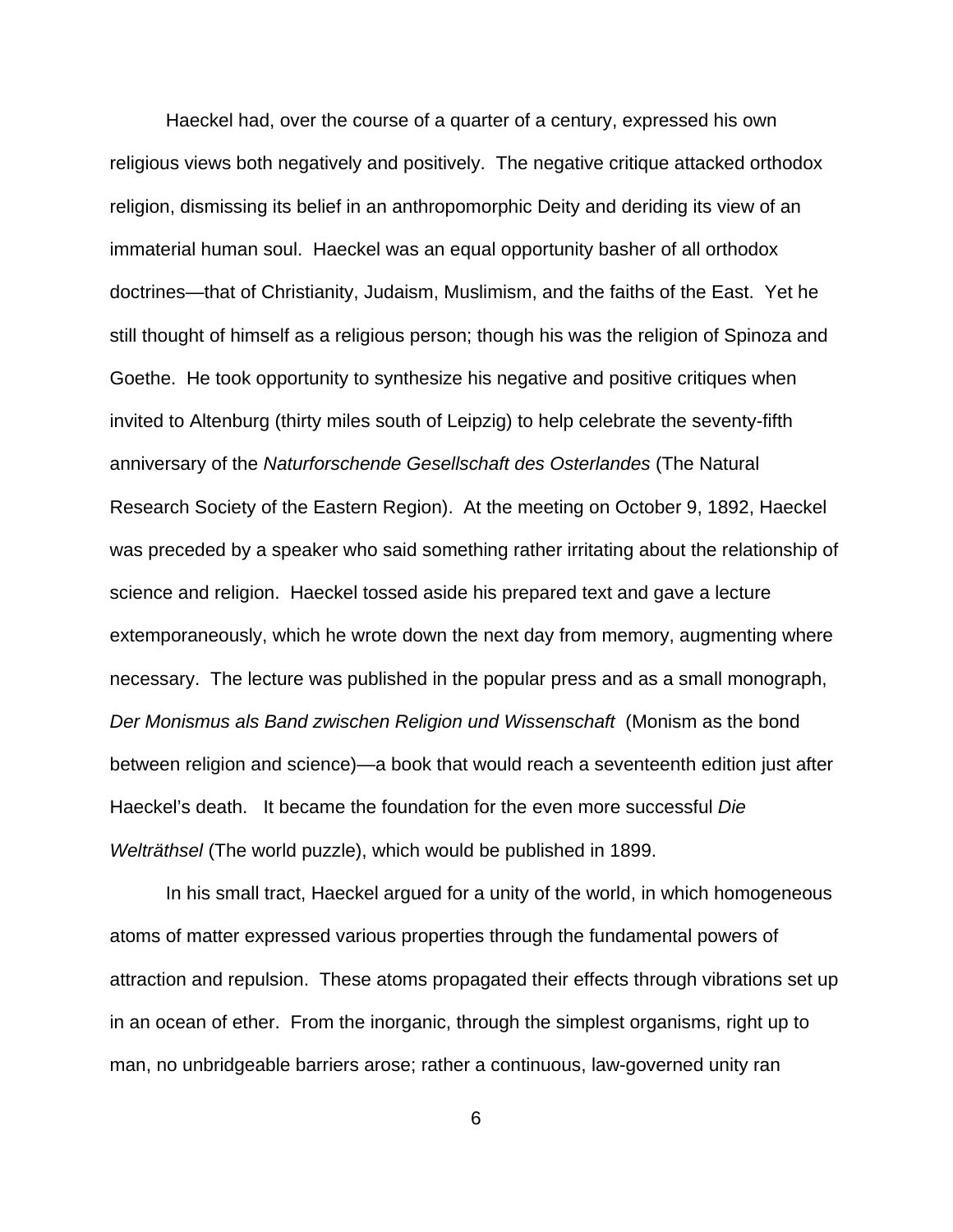Haeckel had, over the course of a quarter of a century, expressed his own religious views both negatively and positively. The negative critique attacked orthodox religion, dismissing its belief in an anthropomorphic Deity and deriding its view of an immaterial human soul. Haeckel was an equal opportunity basher of all orthodox doctrines—that of Christianity, Judaism, Muslimism, and the faiths of the East. Yet he still thought of himself as a religious person; though his was the religion of Spinoza and Goethe. He took opportunity to synthesize his negative and positive critiques when invited to Altenburg (thirty miles south of Leipzig) to help celebrate the seventy-fifth anniversary of the *Naturforschende Gesellschaft des Osterlandes* (The Natural Research Society of the Eastern Region). At the meeting on October 9, 1892, Haeckel was preceded by a speaker who said something rather irritating about the relationship of science and religion. Haeckel tossed aside his prepared text and gave a lecture extemporaneously, which he wrote down the next day from memory, augmenting where necessary. The lecture was published in the popular press and as a small monograph, *Der Monismus als Band zwischen Religion und Wissenschaft* (Monism as the bond between religion and science)—a book that would reach a seventeenth edition just after Haeckel's death. It became the foundation for the even more successful *Die Welträthsel* (The world puzzle), which would be published in 1899.

In his small tract, Haeckel argued for a unity of the world, in which homogeneous atoms of matter expressed various properties through the fundamental powers of attraction and repulsion. These atoms propagated their effects through vibrations set up in an ocean of ether. From the inorganic, through the simplest organisms, right up to man, no unbridgeable barriers arose; rather a continuous, law-governed unity ran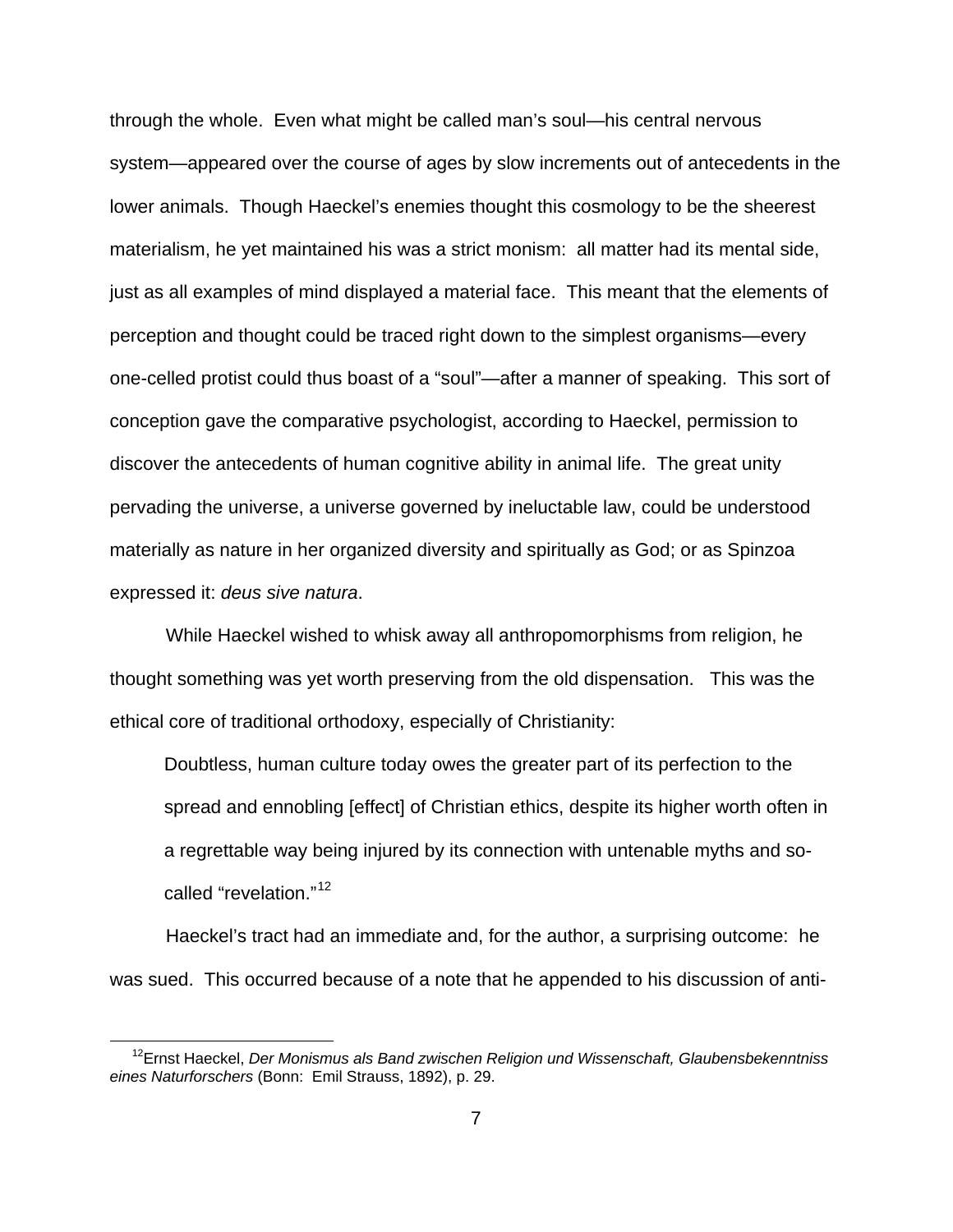through the whole. Even what might be called man's soul—his central nervous system—appeared over the course of ages by slow increments out of antecedents in the lower animals. Though Haeckel's enemies thought this cosmology to be the sheerest materialism, he yet maintained his was a strict monism: all matter had its mental side, just as all examples of mind displayed a material face. This meant that the elements of perception and thought could be traced right down to the simplest organisms—every one-celled protist could thus boast of a "soul"—after a manner of speaking. This sort of conception gave the comparative psychologist, according to Haeckel, permission to discover the antecedents of human cognitive ability in animal life. The great unity pervading the universe, a universe governed by ineluctable law, could be understood materially as nature in her organized diversity and spiritually as God; or as Spinzoa expressed it: *deus sive natura*.

While Haeckel wished to whisk away all anthropomorphisms from religion, he thought something was yet worth preserving from the old dispensation. This was the ethical core of traditional orthodoxy, especially of Christianity:

> Doubtless, human culture today owes the greater part of its perfection to the spread and ennobling [effect] of Christian ethics, despite its higher worth often in a regrettable way being injured by its connection with untenable myths and so-called "revelation."[12]

Haeckel's tract had an immediate and, for the author, a surprising outcome: he was sued. This occurred because of a note that he appended to his discussion of anti-

[12] Ernst Haeckel, *Der Monismus als Band zwischen Religion und Wissenschaft, Glaubensbekenntniss eines Naturforschers* (Bonn: Emil Strauss, 1892), p. 29.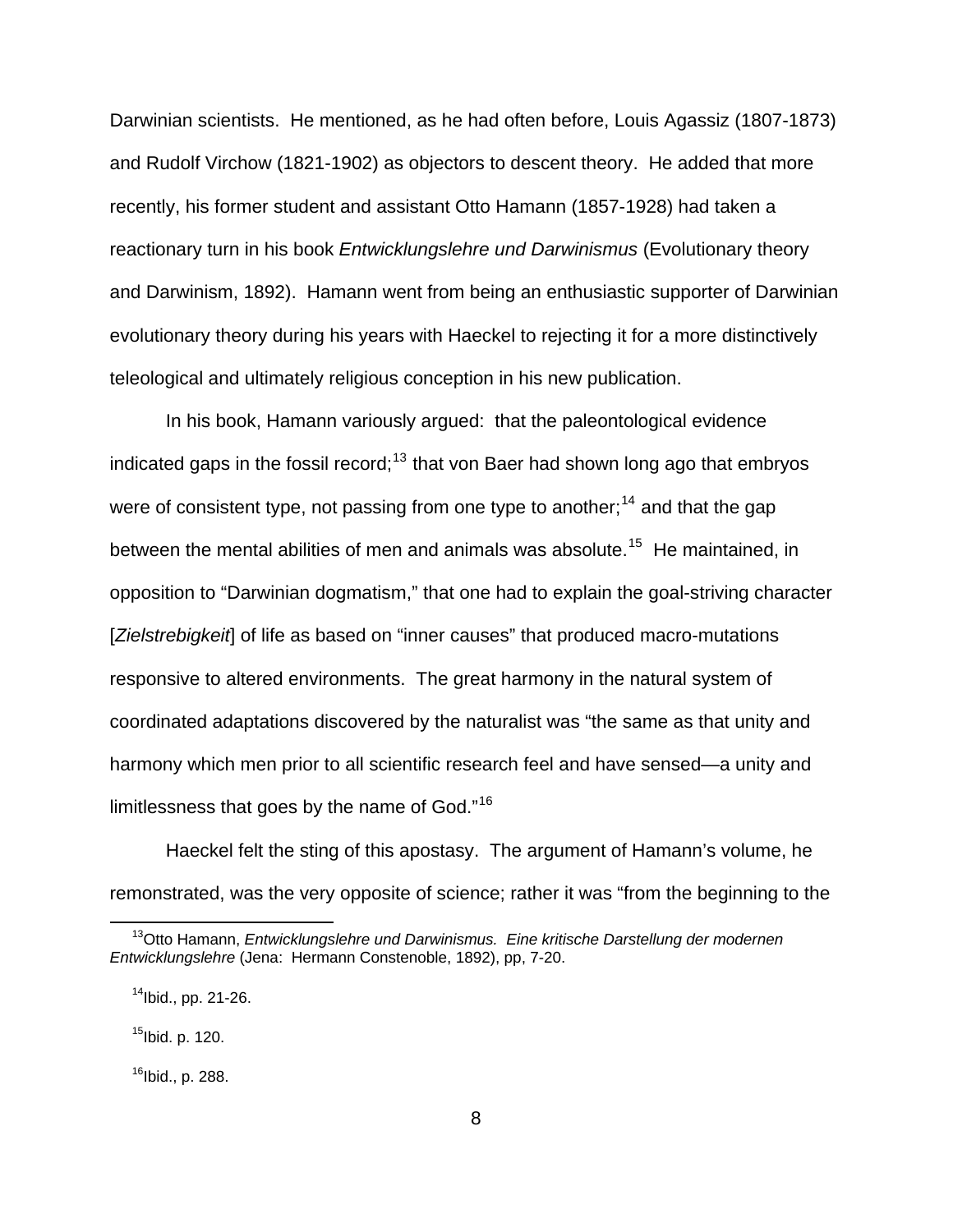Darwinian scientists. He mentioned, as he had often before, Louis Agassiz (1807-1873) and Rudolf Virchow (1821-1902) as objectors to descent theory. He added that more recently, his former student and assistant Otto Hamann (1857-1928) had taken a reactionary turn in his book *Entwicklungslehre und Darwinismus* (Evolutionary theory and Darwinism, 1892). Hamann went from being an enthusiastic supporter of Darwinian evolutionary theory during his years with Haeckel to rejecting it for a more distinctively teleological and ultimately religious conception in his new publication.

In his book, Hamann variously argued: that the paleontological evidence indicated gaps in the fossil record;[13] that von Baer had shown long ago that embryos were of consistent type, not passing from one type to another;[14] and that the gap between the mental abilities of men and animals was absolute.[15] He maintained, in opposition to "Darwinian dogmatism," that one had to explain the goal-striving character [*Zielstrebigkeit*] of life as based on "inner causes" that produced macro-mutations responsive to altered environments. The great harmony in the natural system of coordinated adaptations discovered by the naturalist was "the same as that unity and harmony which men prior to all scientific research feel and have sensed—a unity and limitlessness that goes by the name of God."[16]

Haeckel felt the sting of this apostasy. The argument of Hamann's volume, he remonstrated, was the very opposite of science; rather it was "from the beginning to the

---

[13] Otto Hamann, *Entwicklungslehre und Darwinismus. Eine kritische Darstellung der modernen Entwicklungslehre* (Jena: Hermann Constenoble, 1892), pp, 7-20.

[14] Ibid., pp. 21-26.

[15] Ibid. p. 120.

[16] Ibid., p. 288.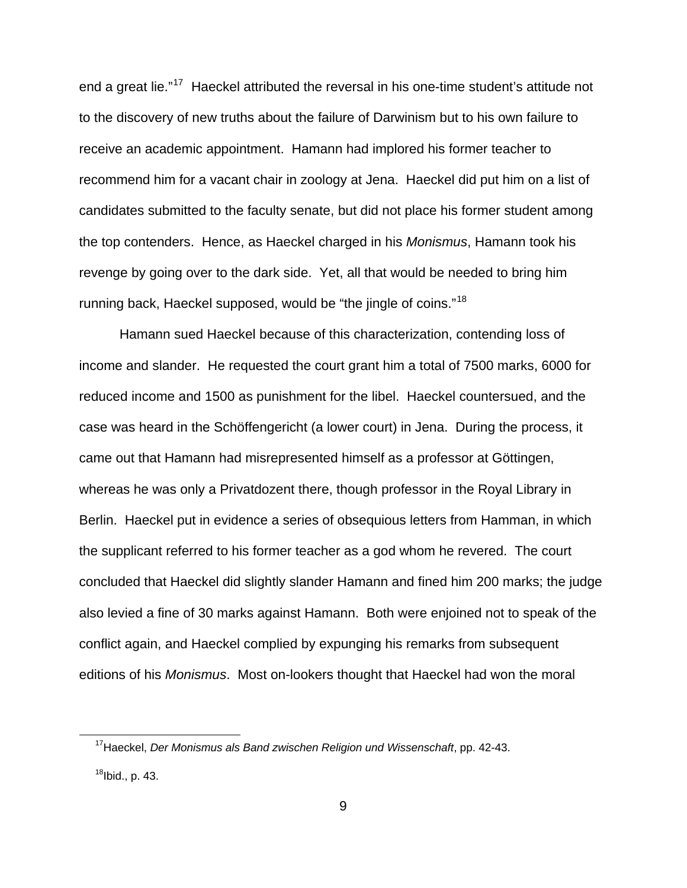end a great lie."[17] Haeckel attributed the reversal in his one-time student's attitude not to the discovery of new truths about the failure of Darwinism but to his own failure to receive an academic appointment. Hamann had implored his former teacher to recommend him for a vacant chair in zoology at Jena. Haeckel did put him on a list of candidates submitted to the faculty senate, but did not place his former student among the top contenders. Hence, as Haeckel charged in his *Monismus*, Hamann took his revenge by going over to the dark side. Yet, all that would be needed to bring him running back, Haeckel supposed, would be "the jingle of coins."[18]

Hamann sued Haeckel because of this characterization, contending loss of income and slander. He requested the court grant him a total of 7500 marks, 6000 for reduced income and 1500 as punishment for the libel. Haeckel countersued, and the case was heard in the Schöffengericht (a lower court) in Jena. During the process, it came out that Hamann had misrepresented himself as a professor at Göttingen, whereas he was only a Privatdozent there, though professor in the Royal Library in Berlin. Haeckel put in evidence a series of obsequious letters from Hamman, in which the supplicant referred to his former teacher as a god whom he revered. The court concluded that Haeckel did slightly slander Hamann and fined him 200 marks; the judge also levied a fine of 30 marks against Hamann. Both were enjoined not to speak of the conflict again, and Haeckel complied by expunging his remarks from subsequent editions of his *Monismus*. Most on-lookers thought that Haeckel had won the moral

---

[17] Haeckel, *Der Monismus als Band zwischen Religion und Wissenschaft*, pp. 42-43.

[18] Ibid., p. 43.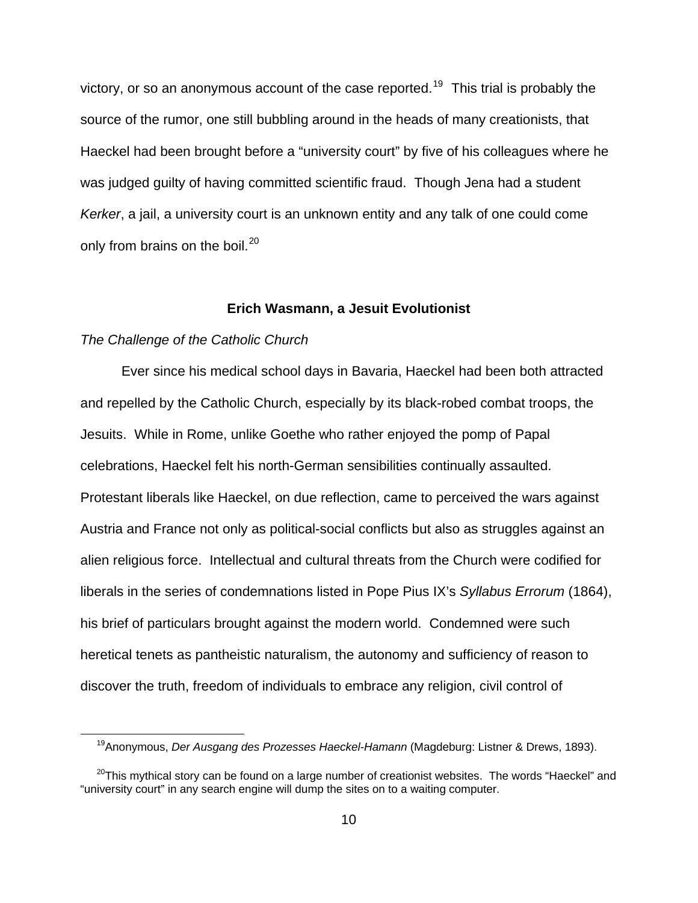victory, or so an anonymous account of the case reported.[19] This trial is probably the source of the rumor, one still bubbling around in the heads of many creationists, that Haeckel had been brought before a "university court" by five of his colleagues where he was judged guilty of having committed scientific fraud. Though Jena had a student *Kerker*, a jail, a university court is an unknown entity and any talk of one could come only from brains on the boil.[20]

## Erich Wasmann, a Jesuit Evolutionist

### *The Challenge of the Catholic Church*

Ever since his medical school days in Bavaria, Haeckel had been both attracted and repelled by the Catholic Church, especially by its black-robed combat troops, the Jesuits. While in Rome, unlike Goethe who rather enjoyed the pomp of Papal celebrations, Haeckel felt his north-German sensibilities continually assaulted. Protestant liberals like Haeckel, on due reflection, came to perceived the wars against Austria and France not only as political-social conflicts but also as struggles against an alien religious force. Intellectual and cultural threats from the Church were codified for liberals in the series of condemnations listed in Pope Pius IX's *Syllabus Errorum* (1864), his brief of particulars brought against the modern world. Condemned were such heretical tenets as pantheistic naturalism, the autonomy and sufficiency of reason to discover the truth, freedom of individuals to embrace any religion, civil control of

---

[19] Anonymous, *Der Ausgang des Prozesses Haeckel-Hamann* (Magdeburg: Listner & Drews, 1893).

[20] This mythical story can be found on a large number of creationist websites. The words "Haeckel" and "university court" in any search engine will dump the sites on to a waiting computer.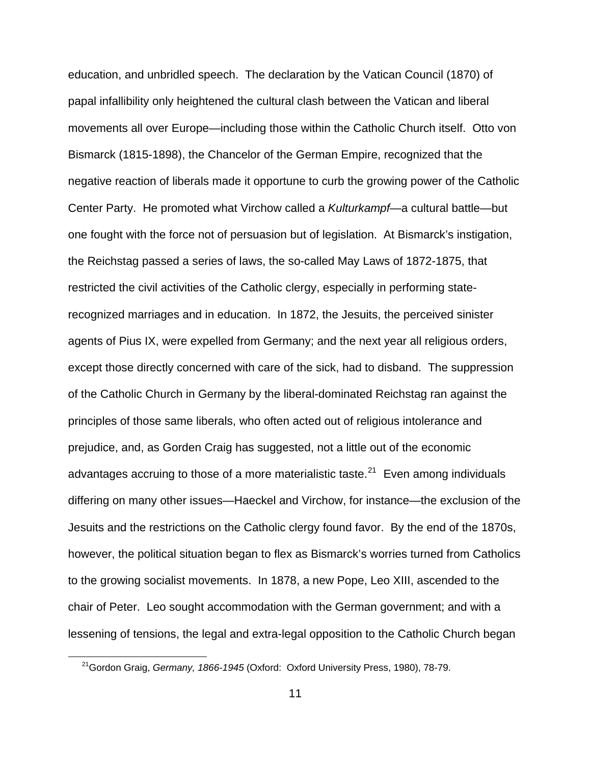education, and unbridled speech. The declaration by the Vatican Council (1870) of papal infallibility only heightened the cultural clash between the Vatican and liberal movements all over Europe—including those within the Catholic Church itself. Otto von Bismarck (1815-1898), the Chancelor of the German Empire, recognized that the negative reaction of liberals made it opportune to curb the growing power of the Catholic Center Party. He promoted what Virchow called a *Kulturkampf*—a cultural battle—but one fought with the force not of persuasion but of legislation. At Bismarck's instigation, the Reichstag passed a series of laws, the so-called May Laws of 1872-1875, that restricted the civil activities of the Catholic clergy, especially in performing state-recognized marriages and in education. In 1872, the Jesuits, the perceived sinister agents of Pius IX, were expelled from Germany; and the next year all religious orders, except those directly concerned with care of the sick, had to disband. The suppression of the Catholic Church in Germany by the liberal-dominated Reichstag ran against the principles of those same liberals, who often acted out of religious intolerance and prejudice, and, as Gorden Craig has suggested, not a little out of the economic advantages accruing to those of a more materialistic taste.[21] Even among individuals differing on many other issues—Haeckel and Virchow, for instance—the exclusion of the Jesuits and the restrictions on the Catholic clergy found favor. By the end of the 1870s, however, the political situation began to flex as Bismarck's worries turned from Catholics to the growing socialist movements. In 1878, a new Pope, Leo XIII, ascended to the chair of Peter. Leo sought accommodation with the German government; and with a lessening of tensions, the legal and extra-legal opposition to the Catholic Church began

---

[21] Gordon Graig, *Germany, 1866-1945* (Oxford: Oxford University Press, 1980), 78-79.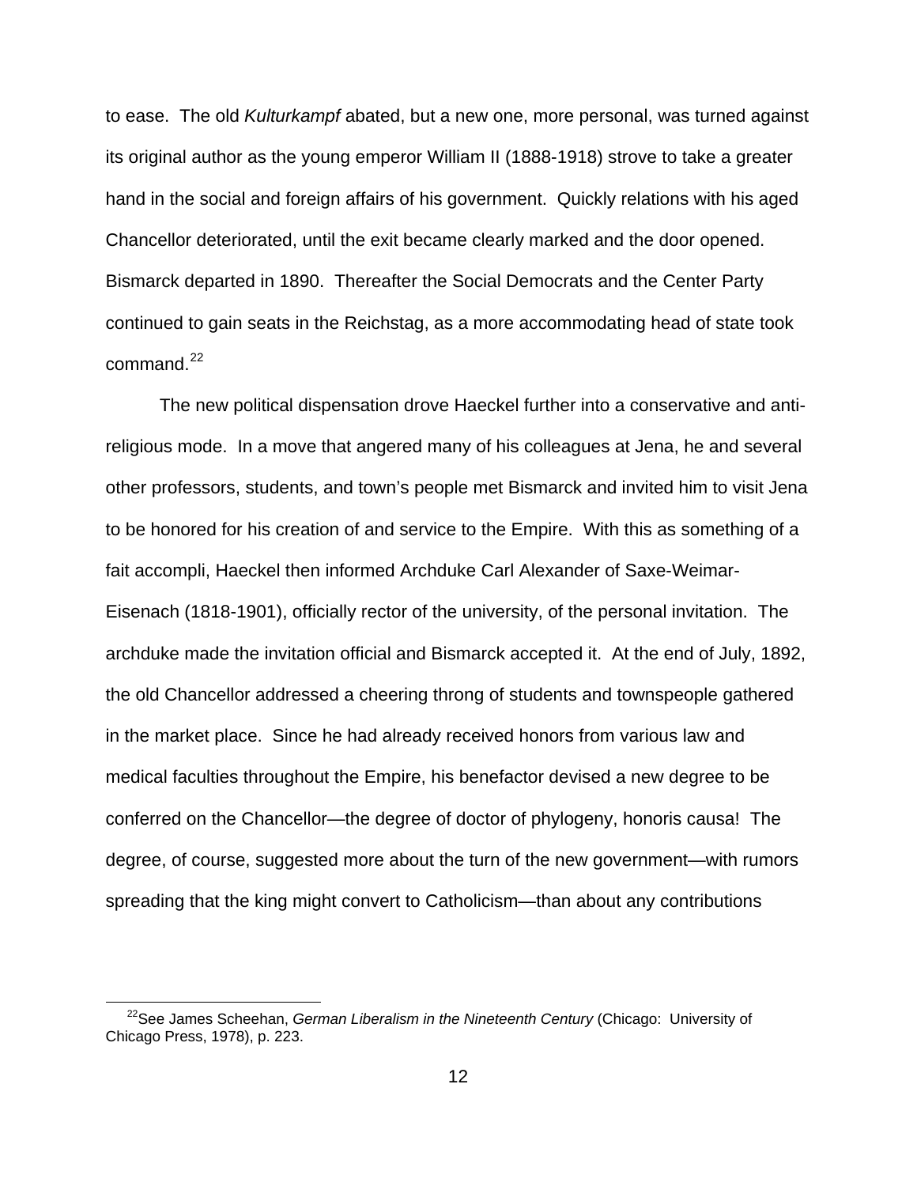to ease. The old *Kulturkampf* abated, but a new one, more personal, was turned against its original author as the young emperor William II (1888-1918) strove to take a greater hand in the social and foreign affairs of his government. Quickly relations with his aged Chancellor deteriorated, until the exit became clearly marked and the door opened. Bismarck departed in 1890. Thereafter the Social Democrats and the Center Party continued to gain seats in the Reichstag, as a more accommodating head of state took command.[22]

The new political dispensation drove Haeckel further into a conservative and anti-religious mode. In a move that angered many of his colleagues at Jena, he and several other professors, students, and town's people met Bismarck and invited him to visit Jena to be honored for his creation of and service to the Empire. With this as something of a fait accompli, Haeckel then informed Archduke Carl Alexander of Saxe-Weimar-Eisenach (1818-1901), officially rector of the university, of the personal invitation. The archduke made the invitation official and Bismarck accepted it. At the end of July, 1892, the old Chancellor addressed a cheering throng of students and townspeople gathered in the market place. Since he had already received honors from various law and medical faculties throughout the Empire, his benefactor devised a new degree to be conferred on the Chancellor—the degree of doctor of phylogeny, honoris causa! The degree, of course, suggested more about the turn of the new government—with rumors spreading that the king might convert to Catholicism—than about any contributions

[22] See James Scheehan, *German Liberalism in the Nineteenth Century* (Chicago: University of Chicago Press, 1978), p. 223.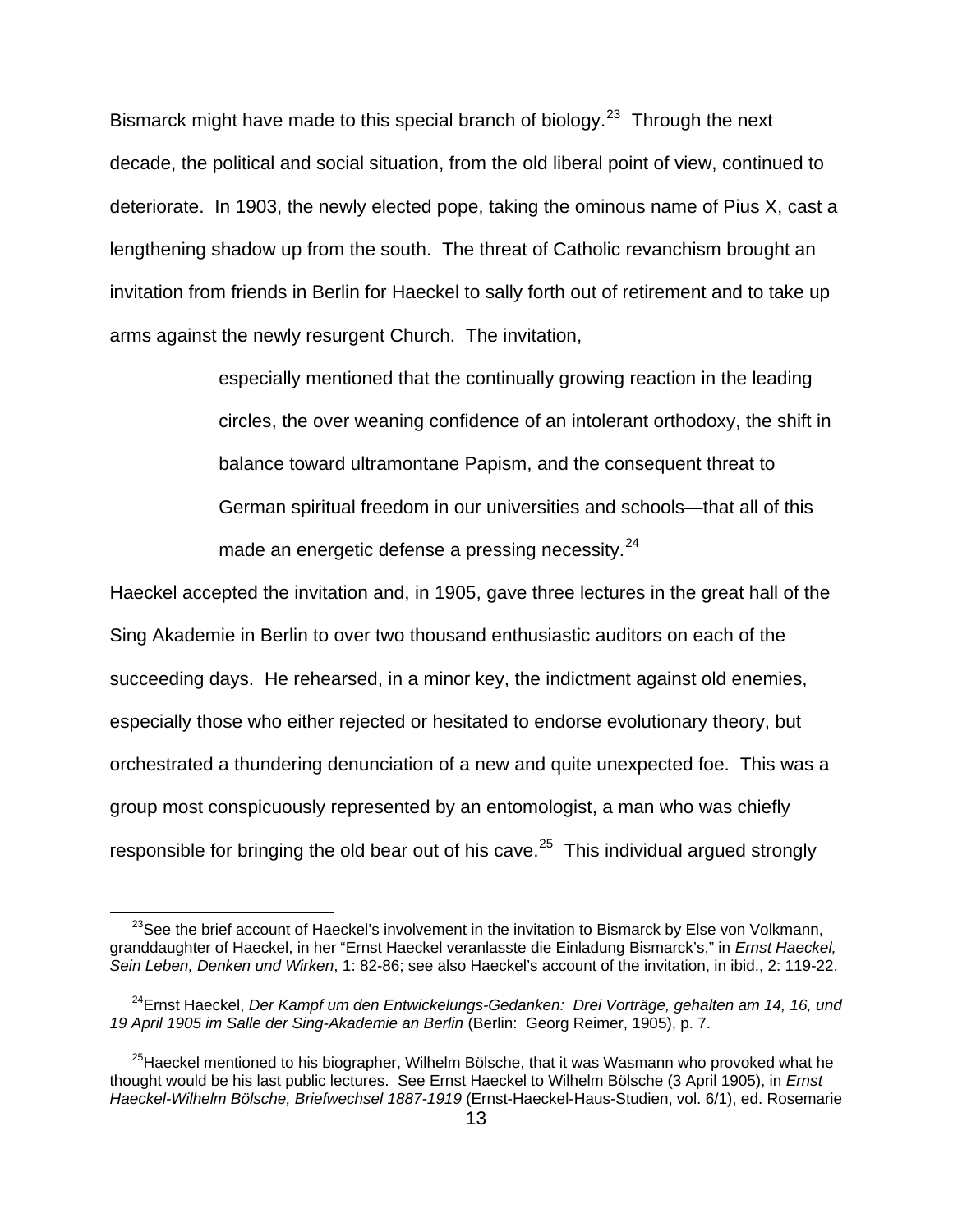Bismarck might have made to this special branch of biology.[23] Through the next decade, the political and social situation, from the old liberal point of view, continued to deteriorate. In 1903, the newly elected pope, taking the ominous name of Pius X, cast a lengthening shadow up from the south. The threat of Catholic revanchism brought an invitation from friends in Berlin for Haeckel to sally forth out of retirement and to take up arms against the newly resurgent Church. The invitation,

> especially mentioned that the continually growing reaction in the leading circles, the over weaning confidence of an intolerant orthodoxy, the shift in balance toward ultramontane Papism, and the consequent threat to German spiritual freedom in our universities and schools—that all of this made an energetic defense a pressing necessity.[24]

Haeckel accepted the invitation and, in 1905, gave three lectures in the great hall of the Sing Akademie in Berlin to over two thousand enthusiastic auditors on each of the succeeding days. He rehearsed, in a minor key, the indictment against old enemies, especially those who either rejected or hesitated to endorse evolutionary theory, but orchestrated a thundering denunciation of a new and quite unexpected foe. This was a group most conspicuously represented by an entomologist, a man who was chiefly responsible for bringing the old bear out of his cave.[25] This individual argued strongly

---

[23]See the brief account of Haeckel's involvement in the invitation to Bismarck by Else von Volkmann, granddaughter of Haeckel, in her "Ernst Haeckel veranlasste die Einladung Bismarck's," in *Ernst Haeckel, Sein Leben, Denken und Wirken*, 1: 82-86; see also Haeckel's account of the invitation, in ibid., 2: 119-22.

[24]Ernst Haeckel, *Der Kampf um den Entwickelungs-Gedanken: Drei Vorträge, gehalten am 14, 16, und 19 April 1905 im Salle der Sing-Akademie an Berlin* (Berlin: Georg Reimer, 1905), p. 7.

[25]Haeckel mentioned to his biographer, Wilhelm Bölsche, that it was Wasmann who provoked what he thought would be his last public lectures. See Ernst Haeckel to Wilhelm Bölsche (3 April 1905), in *Ernst Haeckel-Wilhelm Bölsche, Briefwechsel 1887-1919* (Ernst-Haeckel-Haus-Studien, vol. 6/1), ed. Rosemarie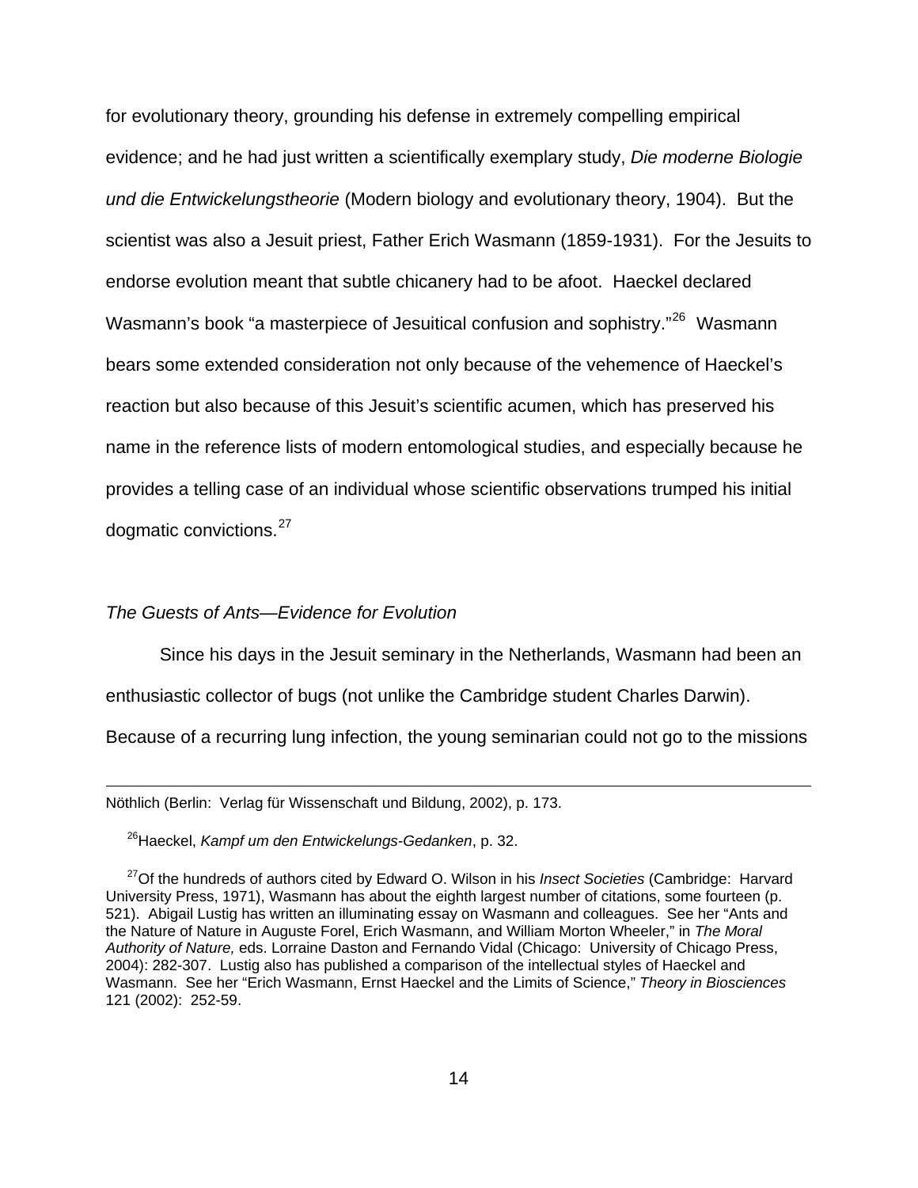for evolutionary theory, grounding his defense in extremely compelling empirical evidence; and he had just written a scientifically exemplary study, *Die moderne Biologie und die Entwickelungstheorie* (Modern biology and evolutionary theory, 1904). But the scientist was also a Jesuit priest, Father Erich Wasmann (1859-1931). For the Jesuits to endorse evolution meant that subtle chicanery had to be afoot. Haeckel declared Wasmann's book "a masterpiece of Jesuitical confusion and sophistry."[26] Wasmann bears some extended consideration not only because of the vehemence of Haeckel's reaction but also because of this Jesuit's scientific acumen, which has preserved his name in the reference lists of modern entomological studies, and especially because he provides a telling case of an individual whose scientific observations trumped his initial dogmatic convictions.[27]

### *The Guests of Ants—Evidence for Evolution*

Since his days in the Jesuit seminary in the Netherlands, Wasmann had been an enthusiastic collector of bugs (not unlike the Cambridge student Charles Darwin). Because of a recurring lung infection, the young seminarian could not go to the missions

---

Nöthlich (Berlin: Verlag für Wissenschaft und Bildung, 2002), p. 173.

[26] Haeckel, *Kampf um den Entwickelungs-Gedanken*, p. 32.

[27] Of the hundreds of authors cited by Edward O. Wilson in his *Insect Societies* (Cambridge: Harvard University Press, 1971), Wasmann has about the eighth largest number of citations, some fourteen (p. 521). Abigail Lustig has written an illuminating essay on Wasmann and colleagues. See her "Ants and the Nature of Nature in Auguste Forel, Erich Wasmann, and William Morton Wheeler," in *The Moral Authority of Nature,* eds. Lorraine Daston and Fernando Vidal (Chicago: University of Chicago Press, 2004): 282-307. Lustig also has published a comparison of the intellectual styles of Haeckel and Wasmann. See her "Erich Wasmann, Ernst Haeckel and the Limits of Science," *Theory in Biosciences* 121 (2002): 252-59.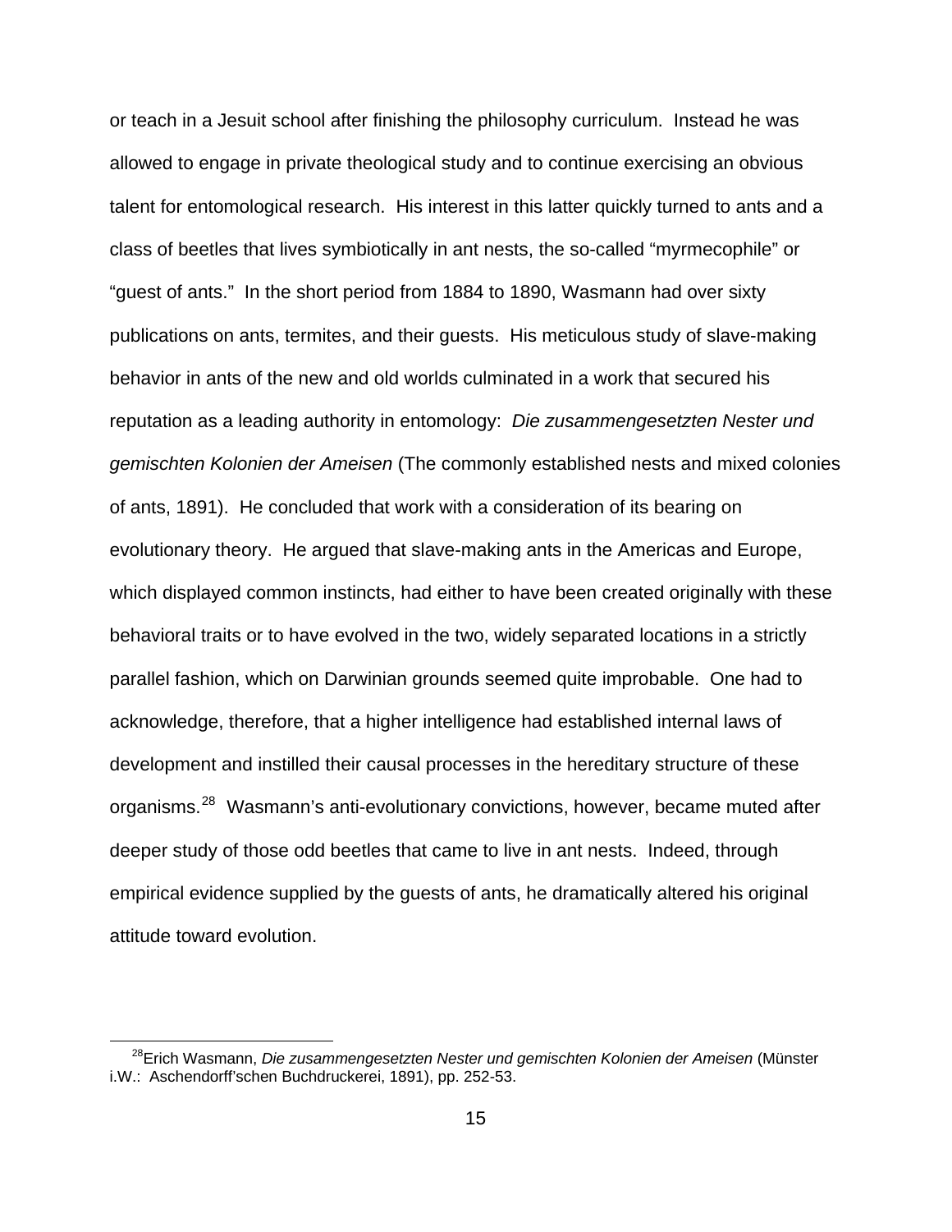or teach in a Jesuit school after finishing the philosophy curriculum. Instead he was allowed to engage in private theological study and to continue exercising an obvious talent for entomological research. His interest in this latter quickly turned to ants and a class of beetles that lives symbiotically in ant nests, the so-called "myrmecophile" or "guest of ants." In the short period from 1884 to 1890, Wasmann had over sixty publications on ants, termites, and their guests. His meticulous study of slave-making behavior in ants of the new and old worlds culminated in a work that secured his reputation as a leading authority in entomology: *Die zusammengesetzten Nester und gemischten Kolonien der Ameisen* (The commonly established nests and mixed colonies of ants, 1891). He concluded that work with a consideration of its bearing on evolutionary theory. He argued that slave-making ants in the Americas and Europe, which displayed common instincts, had either to have been created originally with these behavioral traits or to have evolved in the two, widely separated locations in a strictly parallel fashion, which on Darwinian grounds seemed quite improbable. One had to acknowledge, therefore, that a higher intelligence had established internal laws of development and instilled their causal processes in the hereditary structure of these organisms.[28] Wasmann's anti-evolutionary convictions, however, became muted after deeper study of those odd beetles that came to live in ant nests. Indeed, through empirical evidence supplied by the guests of ants, he dramatically altered his original attitude toward evolution.

---

[28] Erich Wasmann, *Die zusammengesetzten Nester und gemischten Kolonien der Ameisen* (Münster i.W.: Aschendorff'schen Buchdruckerei, 1891), pp. 252-53.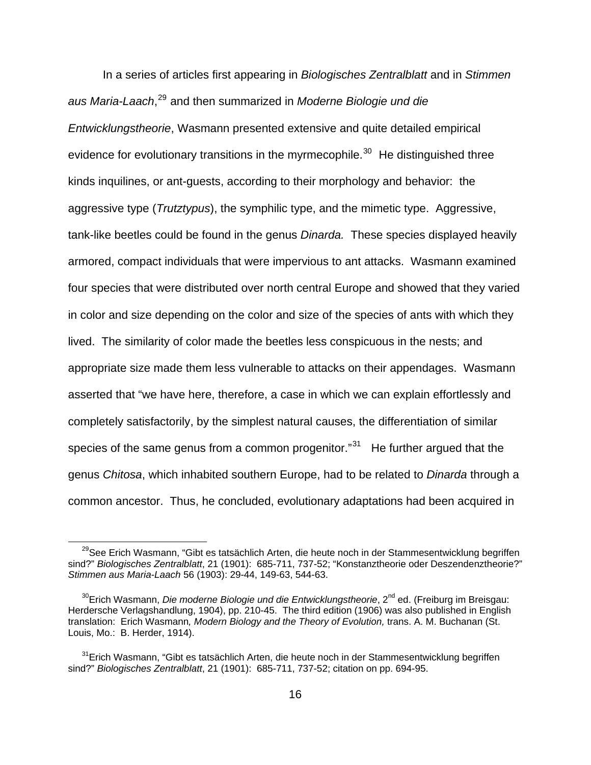In a series of articles first appearing in *Biologisches Zentralblatt* and in *Stimmen aus Maria-Laach*,[29] and then summarized in *Moderne Biologie und die Entwicklungstheorie*, Wasmann presented extensive and quite detailed empirical evidence for evolutionary transitions in the myrmecophile.[30] He distinguished three kinds inquilines, or ant-guests, according to their morphology and behavior: the aggressive type (*Trutztypus*), the symphilic type, and the mimetic type. Aggressive, tank-like beetles could be found in the genus *Dinarda.* These species displayed heavily armored, compact individuals that were impervious to ant attacks. Wasmann examined four species that were distributed over north central Europe and showed that they varied in color and size depending on the color and size of the species of ants with which they lived. The similarity of color made the beetles less conspicuous in the nests; and appropriate size made them less vulnerable to attacks on their appendages. Wasmann asserted that "we have here, therefore, a case in which we can explain effortlessly and completely satisfactorily, by the simplest natural causes, the differentiation of similar species of the same genus from a common progenitor."[31] He further argued that the genus *Chitosa*, which inhabited southern Europe, had to be related to *Dinarda* through a common ancestor. Thus, he concluded, evolutionary adaptations had been acquired in

---

[29] See Erich Wasmann, "Gibt es tatsächlich Arten, die heute noch in der Stammesentwicklung begriffen sind?" *Biologisches Zentralblatt*, 21 (1901): 685-711, 737-52; "Konstanztheorie oder Deszendenztheorie?" *Stimmen aus Maria-Laach* 56 (1903): 29-44, 149-63, 544-63.

[30] Erich Wasmann, *Die moderne Biologie und die Entwicklungstheorie*, 2nd ed. (Freiburg im Breisgau: Herdersche Verlagshandlung, 1904), pp. 210-45. The third edition (1906) was also published in English translation: Erich Wasmann*, Modern Biology and the Theory of Evolution,* trans. A. M. Buchanan (St. Louis, Mo.: B. Herder, 1914).

[31] Erich Wasmann, "Gibt es tatsächlich Arten, die heute noch in der Stammesentwicklung begriffen sind?" *Biologisches Zentralblatt*, 21 (1901): 685-711, 737-52; citation on pp. 694-95.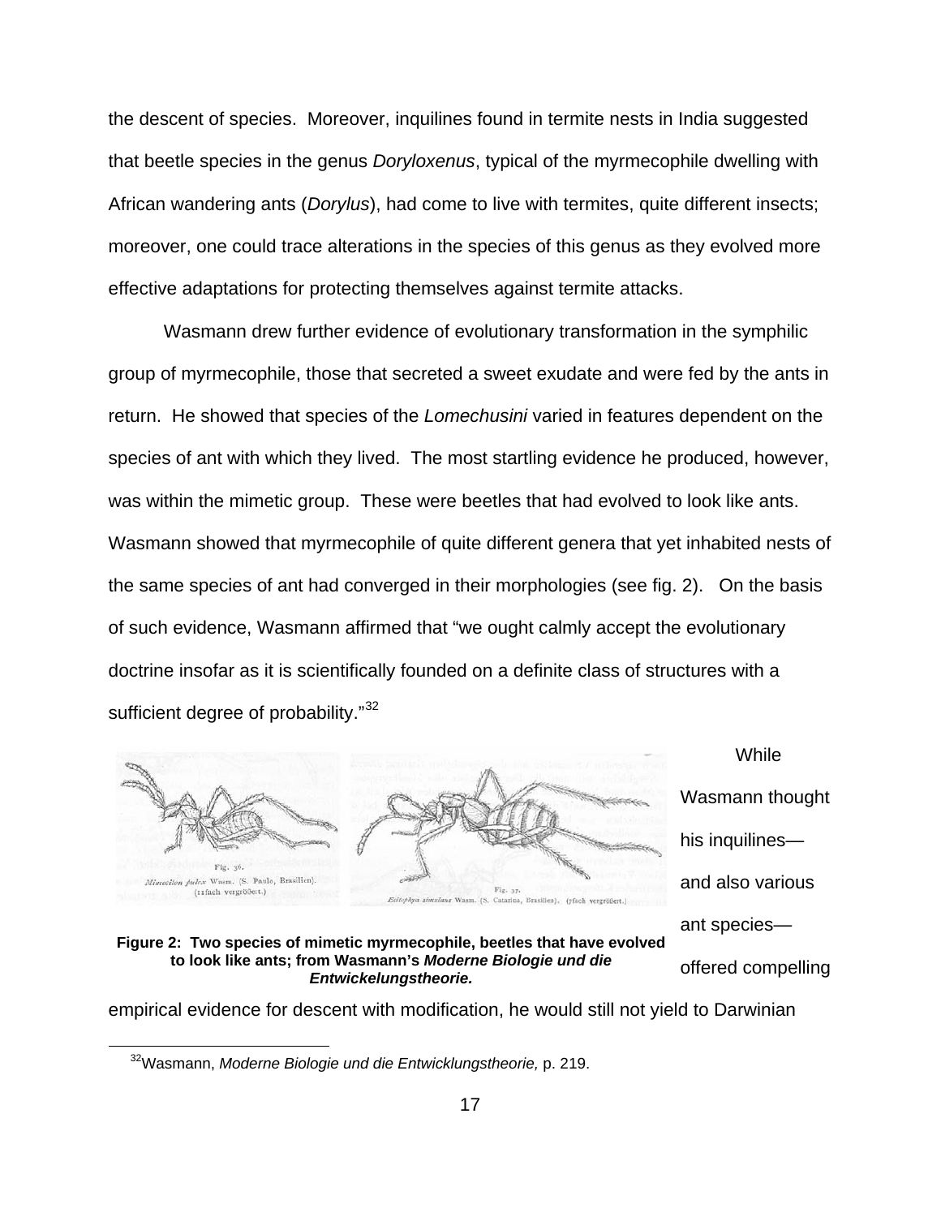the descent of species. Moreover, inquilines found in termite nests in India suggested that beetle species in the genus *Doryloxenus*, typical of the myrmecophile dwelling with African wandering ants (*Dorylus*), had come to live with termites, quite different insects; moreover, one could trace alterations in the species of this genus as they evolved more effective adaptations for protecting themselves against termite attacks.

Wasmann drew further evidence of evolutionary transformation in the symphilic group of myrmecophile, those that secreted a sweet exudate and were fed by the ants in return. He showed that species of the *Lomechusini* varied in features dependent on the species of ant with which they lived. The most startling evidence he produced, however, was within the mimetic group. These were beetles that had evolved to look like ants. Wasmann showed that myrmecophile of quite different genera that yet inhabited nests of the same species of ant had converged in their morphologies (see fig. 2). On the basis of such evidence, Wasmann affirmed that "we ought calmly accept the evolutionary doctrine insofar as it is scientifically founded on a definite class of structures with a sufficient degree of probability."[32]

**Figure 2: Two species of mimetic myrmecophile, beetles that have evolved to look like ants; from Wasmann's *Moderne Biologie und die Entwickelungstheorie.***

While Wasmann thought his inquilines—and also various ant species—offered compelling empirical evidence for descent with modification, he would still not yield to Darwinian

[32] Wasmann, *Moderne Biologie und die Entwicklungstheorie,* p. 219.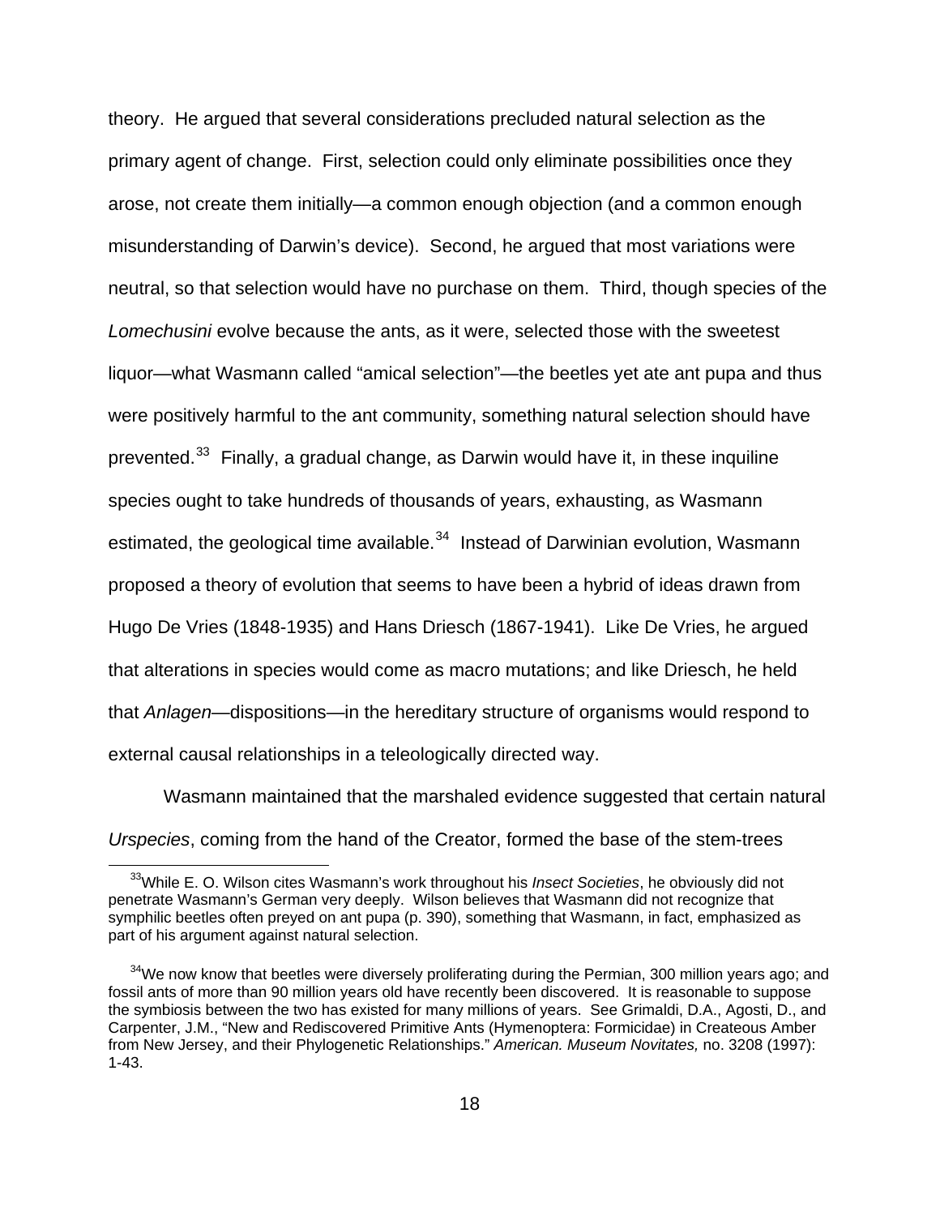theory. He argued that several considerations precluded natural selection as the primary agent of change. First, selection could only eliminate possibilities once they arose, not create them initially—a common enough objection (and a common enough misunderstanding of Darwin's device). Second, he argued that most variations were neutral, so that selection would have no purchase on them. Third, though species of the *Lomechusini* evolve because the ants, as it were, selected those with the sweetest liquor—what Wasmann called "amical selection"—the beetles yet ate ant pupa and thus were positively harmful to the ant community, something natural selection should have prevented.[33] Finally, a gradual change, as Darwin would have it, in these inquiline species ought to take hundreds of thousands of years, exhausting, as Wasmann estimated, the geological time available.[34] Instead of Darwinian evolution, Wasmann proposed a theory of evolution that seems to have been a hybrid of ideas drawn from Hugo De Vries (1848-1935) and Hans Driesch (1867-1941). Like De Vries, he argued that alterations in species would come as macro mutations; and like Driesch, he held that *Anlagen*—dispositions—in the hereditary structure of organisms would respond to external causal relationships in a teleologically directed way.

Wasmann maintained that the marshaled evidence suggested that certain natural *Urspecies*, coming from the hand of the Creator, formed the base of the stem-trees

[33] While E. O. Wilson cites Wasmann's work throughout his *Insect Societies*, he obviously did not penetrate Wasmann's German very deeply. Wilson believes that Wasmann did not recognize that symphilic beetles often preyed on ant pupa (p. 390), something that Wasmann, in fact, emphasized as part of his argument against natural selection.

[34] We now know that beetles were diversely proliferating during the Permian, 300 million years ago; and fossil ants of more than 90 million years old have recently been discovered. It is reasonable to suppose the symbiosis between the two has existed for many millions of years. See Grimaldi, D.A., Agosti, D., and Carpenter, J.M., "New and Rediscovered Primitive Ants (Hymenoptera: Formicidae) in Createous Amber from New Jersey, and their Phylogenetic Relationships." *American. Museum Novitates,* no. 3208 (1997): 1-43.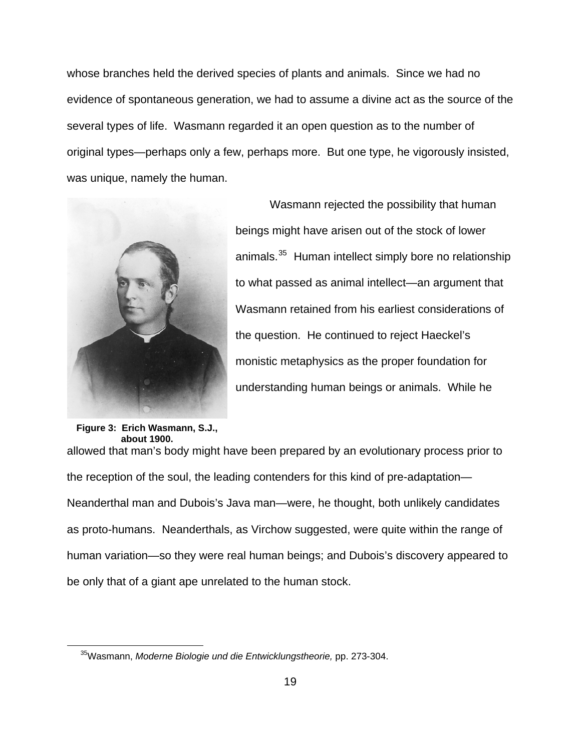whose branches held the derived species of plants and animals. Since we had no evidence of spontaneous generation, we had to assume a divine act as the source of the several types of life. Wasmann regarded it an open question as to the number of original types—perhaps only a few, perhaps more. But one type, he vigorously insisted, was unique, namely the human.

Wasmann rejected the possibility that human beings might have arisen out of the stock of lower animals.[35] Human intellect simply bore no relationship to what passed as animal intellect—an argument that Wasmann retained from his earliest considerations of the question. He continued to reject Haeckel's monistic metaphysics as the proper foundation for understanding human beings or animals. While he allowed that man's body might have been prepared by an evolutionary process prior to the reception of the soul, the leading contenders for this kind of pre-adaptation—Neanderthal man and Dubois's Java man—were, he thought, both unlikely candidates as proto-humans. Neanderthals, as Virchow suggested, were quite within the range of human variation—so they were real human beings; and Dubois's discovery appeared to be only that of a giant ape unrelated to the human stock.

**Figure 3: Erich Wasmann, S.J., about 1900.**

[35] Wasmann, *Moderne Biologie und die Entwicklungstheorie,* pp. 273-304.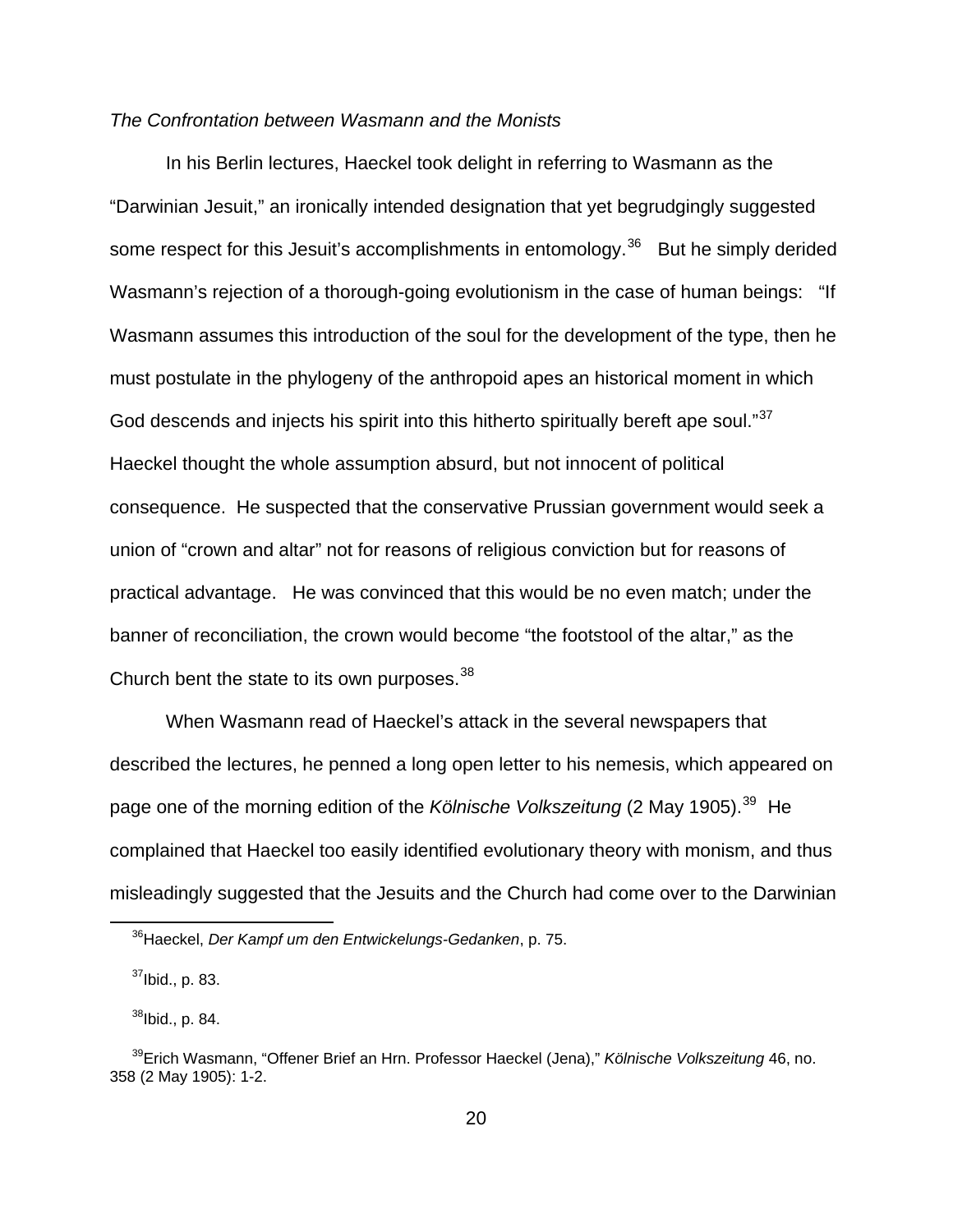*The Confrontation between Wasmann and the Monists*

In his Berlin lectures, Haeckel took delight in referring to Wasmann as the "Darwinian Jesuit," an ironically intended designation that yet begrudgingly suggested some respect for this Jesuit's accomplishments in entomology.[36] But he simply derided Wasmann's rejection of a thorough-going evolutionism in the case of human beings: "If Wasmann assumes this introduction of the soul for the development of the type, then he must postulate in the phylogeny of the anthropoid apes an historical moment in which God descends and injects his spirit into this hitherto spiritually bereft ape soul."[37] Haeckel thought the whole assumption absurd, but not innocent of political consequence. He suspected that the conservative Prussian government would seek a union of "crown and altar" not for reasons of religious conviction but for reasons of practical advantage. He was convinced that this would be no even match; under the banner of reconciliation, the crown would become "the footstool of the altar," as the Church bent the state to its own purposes.[38]

When Wasmann read of Haeckel's attack in the several newspapers that described the lectures, he penned a long open letter to his nemesis, which appeared on page one of the morning edition of the *Kölnische Volkszeitung* (2 May 1905).[39] He complained that Haeckel too easily identified evolutionary theory with monism, and thus misleadingly suggested that the Jesuits and the Church had come over to the Darwinian

[36]Haeckel, *Der Kampf um den Entwickelungs-Gedanken*, p. 75.

[37]Ibid., p. 83.

[38]Ibid., p. 84.

[39]Erich Wasmann, "Offener Brief an Hrn. Professor Haeckel (Jena)," *Kölnische Volkszeitung* 46, no. 358 (2 May 1905): 1-2.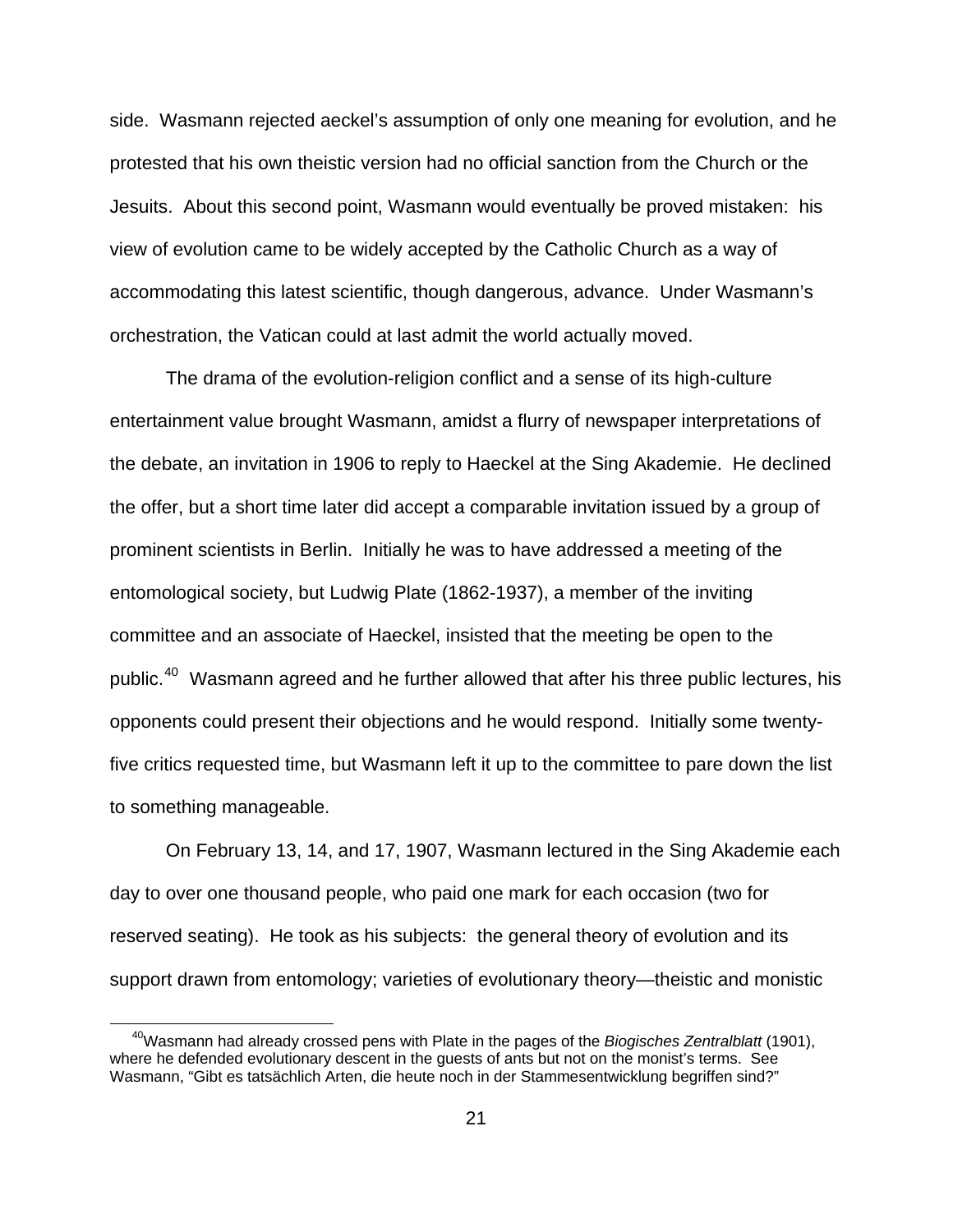side. Wasmann rejected aeckel's assumption of only one meaning for evolution, and he protested that his own theistic version had no official sanction from the Church or the Jesuits. About this second point, Wasmann would eventually be proved mistaken: his view of evolution came to be widely accepted by the Catholic Church as a way of accommodating this latest scientific, though dangerous, advance. Under Wasmann's orchestration, the Vatican could at last admit the world actually moved.

The drama of the evolution-religion conflict and a sense of its high-culture entertainment value brought Wasmann, amidst a flurry of newspaper interpretations of the debate, an invitation in 1906 to reply to Haeckel at the Sing Akademie. He declined the offer, but a short time later did accept a comparable invitation issued by a group of prominent scientists in Berlin. Initially he was to have addressed a meeting of the entomological society, but Ludwig Plate (1862-1937), a member of the inviting committee and an associate of Haeckel, insisted that the meeting be open to the public.[40] Wasmann agreed and he further allowed that after his three public lectures, his opponents could present their objections and he would respond. Initially some twenty-five critics requested time, but Wasmann left it up to the committee to pare down the list to something manageable.

On February 13, 14, and 17, 1907, Wasmann lectured in the Sing Akademie each day to over one thousand people, who paid one mark for each occasion (two for reserved seating). He took as his subjects: the general theory of evolution and its support drawn from entomology; varieties of evolutionary theory—theistic and monistic

---

[40] Wasmann had already crossed pens with Plate in the pages of the *Biogisches Zentralblatt* (1901), where he defended evolutionary descent in the guests of ants but not on the monist's terms. See Wasmann, "Gibt es tatsächlich Arten, die heute noch in der Stammesentwicklung begriffen sind?"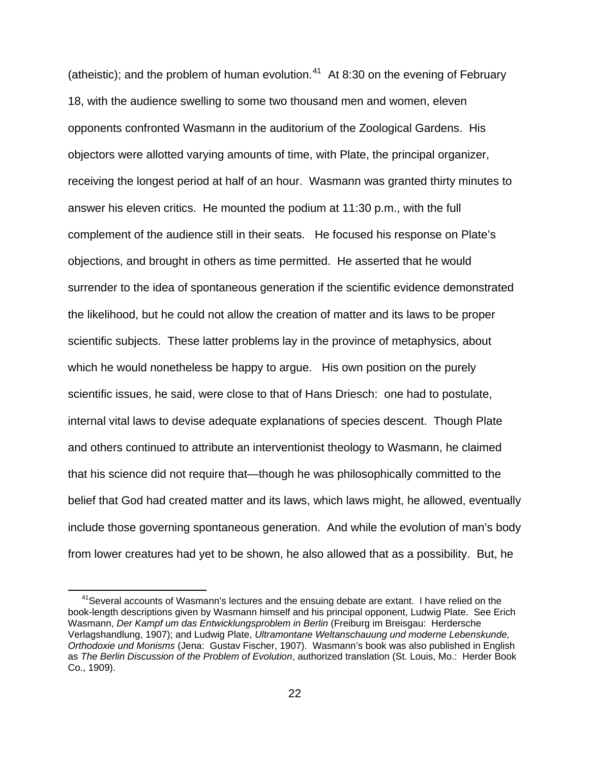(atheistic); and the problem of human evolution.[41] At 8:30 on the evening of February 18, with the audience swelling to some two thousand men and women, eleven opponents confronted Wasmann in the auditorium of the Zoological Gardens. His objectors were allotted varying amounts of time, with Plate, the principal organizer, receiving the longest period at half of an hour. Wasmann was granted thirty minutes to answer his eleven critics. He mounted the podium at 11:30 p.m., with the full complement of the audience still in their seats. He focused his response on Plate's objections, and brought in others as time permitted. He asserted that he would surrender to the idea of spontaneous generation if the scientific evidence demonstrated the likelihood, but he could not allow the creation of matter and its laws to be proper scientific subjects. These latter problems lay in the province of metaphysics, about which he would nonetheless be happy to argue. His own position on the purely scientific issues, he said, were close to that of Hans Driesch: one had to postulate, internal vital laws to devise adequate explanations of species descent. Though Plate and others continued to attribute an interventionist theology to Wasmann, he claimed that his science did not require that—though he was philosophically committed to the belief that God had created matter and its laws, which laws might, he allowed, eventually include those governing spontaneous generation. And while the evolution of man's body from lower creatures had yet to be shown, he also allowed that as a possibility. But, he

[41] Several accounts of Wasmann's lectures and the ensuing debate are extant. I have relied on the book-length descriptions given by Wasmann himself and his principal opponent, Ludwig Plate. See Erich Wasmann, *Der Kampf um das Entwicklungsproblem in Berlin* (Freiburg im Breisgau: Herdersche Verlagshandlung, 1907); and Ludwig Plate, *Ultramontane Weltanschauung und moderne Lebenskunde, Orthodoxie und Monismus* (Jena: Gustav Fischer, 1907). Wasmann's book was also published in English as *The Berlin Discussion of the Problem of Evolution*, authorized translation (St. Louis, Mo.: Herder Book Co., 1909).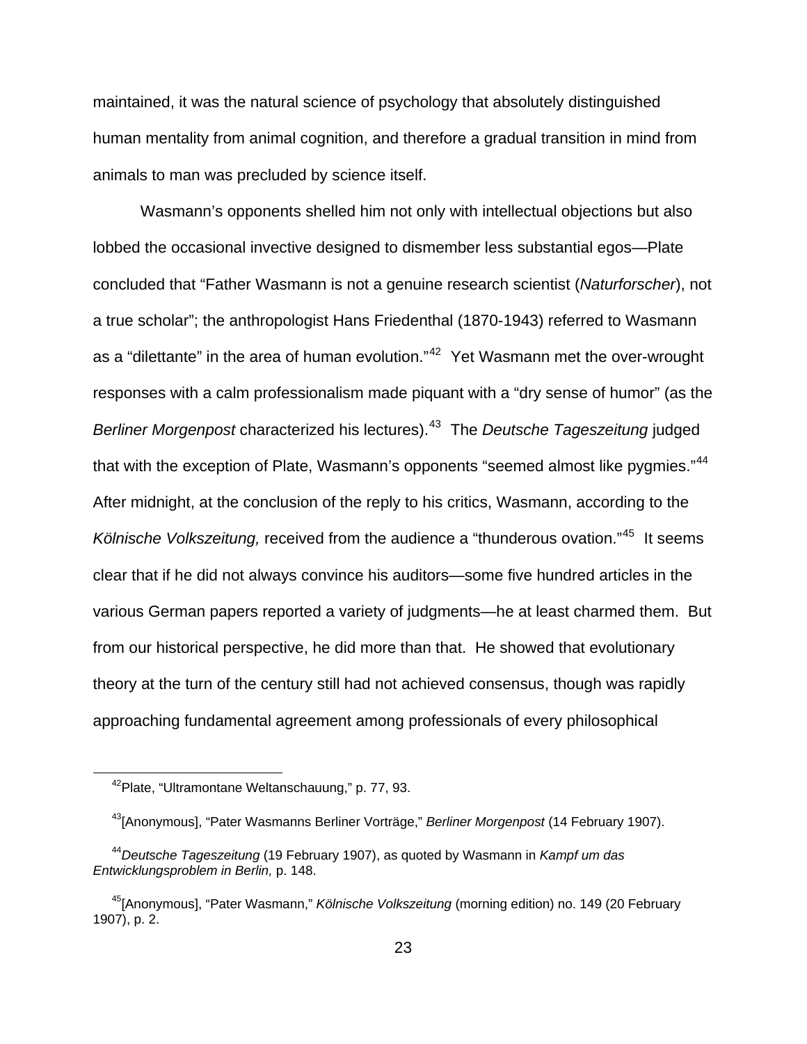maintained, it was the natural science of psychology that absolutely distinguished human mentality from animal cognition, and therefore a gradual transition in mind from animals to man was precluded by science itself.

Wasmann's opponents shelled him not only with intellectual objections but also lobbed the occasional invective designed to dismember less substantial egos—Plate concluded that "Father Wasmann is not a genuine research scientist (*Naturforscher*), not a true scholar"; the anthropologist Hans Friedenthal (1870-1943) referred to Wasmann as a "dilettante" in the area of human evolution."[42] Yet Wasmann met the over-wrought responses with a calm professionalism made piquant with a "dry sense of humor" (as the *Berliner Morgenpost* characterized his lectures).[43] The *Deutsche Tageszeitung* judged that with the exception of Plate, Wasmann's opponents "seemed almost like pygmies."[44] After midnight, at the conclusion of the reply to his critics, Wasmann, according to the *Kölnische Volkszeitung,* received from the audience a "thunderous ovation."[45] It seems clear that if he did not always convince his auditors—some five hundred articles in the various German papers reported a variety of judgments—he at least charmed them. But from our historical perspective, he did more than that. He showed that evolutionary theory at the turn of the century still had not achieved consensus, though was rapidly approaching fundamental agreement among professionals of every philosophical

---

[42]Plate, "Ultramontane Weltanschauung," p. 77, 93.

[43][Anonymous], "Pater Wasmanns Berliner Vorträge," *Berliner Morgenpost* (14 February 1907).

[44]*Deutsche Tageszeitung* (19 February 1907), as quoted by Wasmann in *Kampf um das Entwicklungsproblem in Berlin,* p. 148.

[45][Anonymous], "Pater Wasmann," *Kölnische Volkszeitung* (morning edition) no. 149 (20 February 1907), p. 2.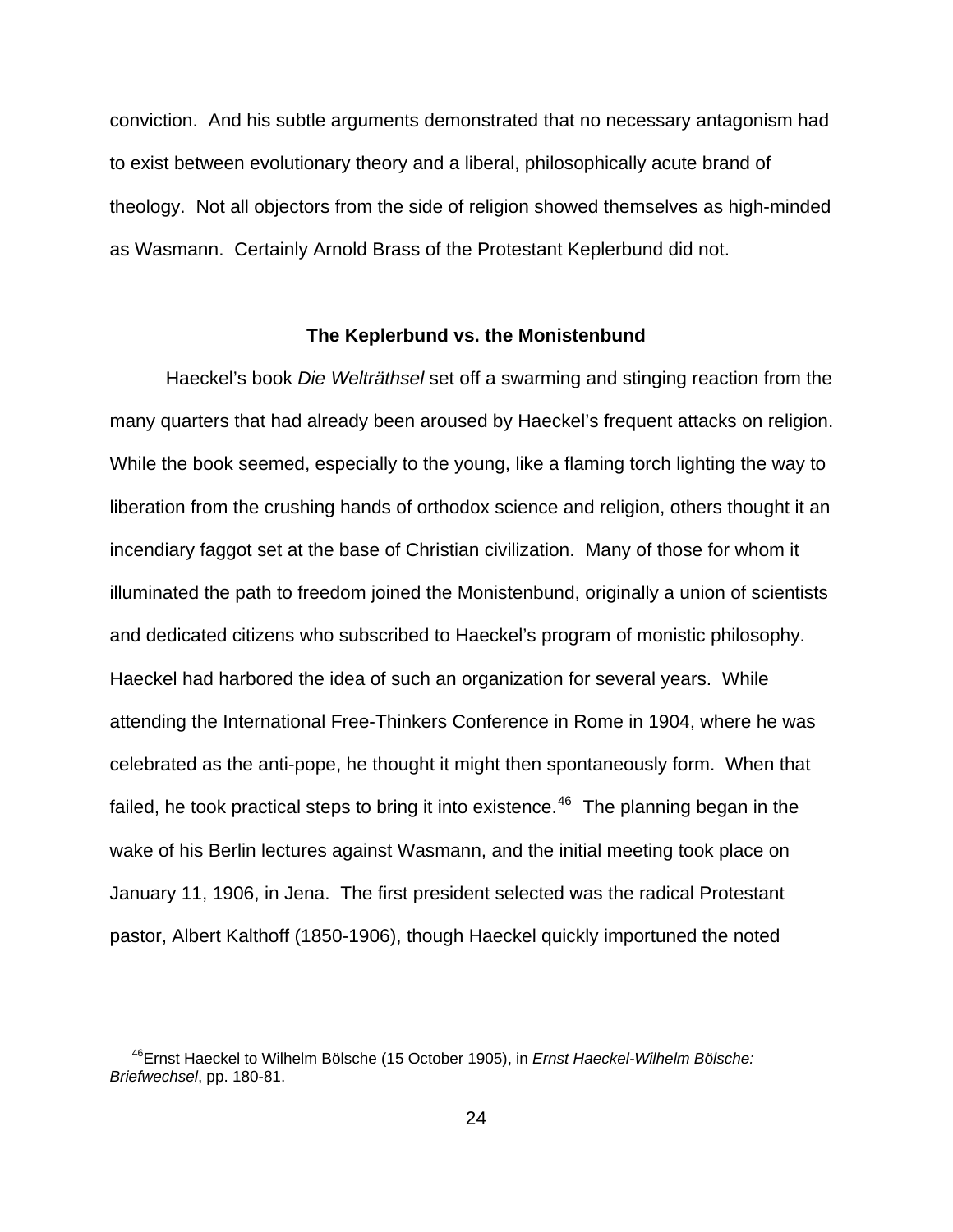conviction. And his subtle arguments demonstrated that no necessary antagonism had to exist between evolutionary theory and a liberal, philosophically acute brand of theology. Not all objectors from the side of religion showed themselves as high-minded as Wasmann. Certainly Arnold Brass of the Protestant Keplerbund did not.

### The Keplerbund vs. the Monistenbund

Haeckel's book *Die Welträthsel* set off a swarming and stinging reaction from the many quarters that had already been aroused by Haeckel's frequent attacks on religion. While the book seemed, especially to the young, like a flaming torch lighting the way to liberation from the crushing hands of orthodox science and religion, others thought it an incendiary faggot set at the base of Christian civilization. Many of those for whom it illuminated the path to freedom joined the Monistenbund, originally a union of scientists and dedicated citizens who subscribed to Haeckel's program of monistic philosophy. Haeckel had harbored the idea of such an organization for several years. While attending the International Free-Thinkers Conference in Rome in 1904, where he was celebrated as the anti-pope, he thought it might then spontaneously form. When that failed, he took practical steps to bring it into existence.[46] The planning began in the wake of his Berlin lectures against Wasmann, and the initial meeting took place on January 11, 1906, in Jena. The first president selected was the radical Protestant pastor, Albert Kalthoff (1850-1906), though Haeckel quickly importuned the noted

[46] Ernst Haeckel to Wilhelm Bölsche (15 October 1905), in *Ernst Haeckel-Wilhelm Bölsche: Briefwechsel*, pp. 180-81.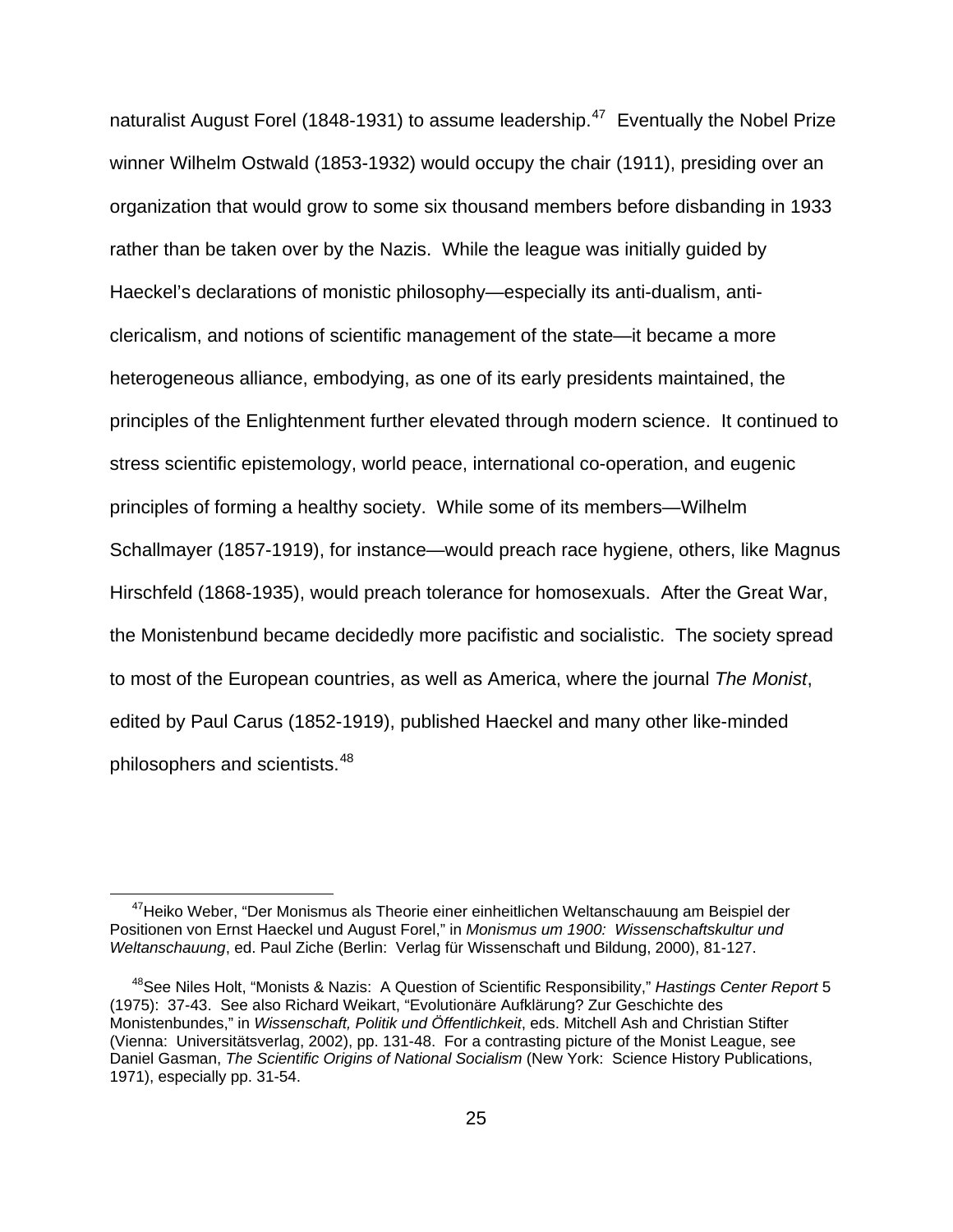naturalist August Forel (1848-1931) to assume leadership.[47] Eventually the Nobel Prize winner Wilhelm Ostwald (1853-1932) would occupy the chair (1911), presiding over an organization that would grow to some six thousand members before disbanding in 1933 rather than be taken over by the Nazis. While the league was initially guided by Haeckel's declarations of monistic philosophy—especially its anti-dualism, anti-clericalism, and notions of scientific management of the state—it became a more heterogeneous alliance, embodying, as one of its early presidents maintained, the principles of the Enlightenment further elevated through modern science. It continued to stress scientific epistemology, world peace, international co-operation, and eugenic principles of forming a healthy society. While some of its members—Wilhelm Schallmayer (1857-1919), for instance—would preach race hygiene, others, like Magnus Hirschfeld (1868-1935), would preach tolerance for homosexuals. After the Great War, the Monistenbund became decidedly more pacifistic and socialistic. The society spread to most of the European countries, as well as America, where the journal *The Monist*, edited by Paul Carus (1852-1919), published Haeckel and many other like-minded philosophers and scientists.[48]

---

[47]Heiko Weber, "Der Monismus als Theorie einer einheitlichen Weltanschauung am Beispiel der Positionen von Ernst Haeckel und August Forel," in *Monismus um 1900: Wissenschaftskultur und Weltanschauung*, ed. Paul Ziche (Berlin: Verlag für Wissenschaft und Bildung, 2000), 81-127.

[48]See Niles Holt, "Monists & Nazis: A Question of Scientific Responsibility," *Hastings Center Report* 5 (1975): 37-43. See also Richard Weikart, "Evolutionäre Aufklärung? Zur Geschichte des Monistenbundes," in *Wissenschaft, Politik und Öffentlichkeit*, eds. Mitchell Ash and Christian Stifter (Vienna: Universitätsverlag, 2002), pp. 131-48. For a contrasting picture of the Monist League, see Daniel Gasman, *The Scientific Origins of National Socialism* (New York: Science History Publications, 1971), especially pp. 31-54.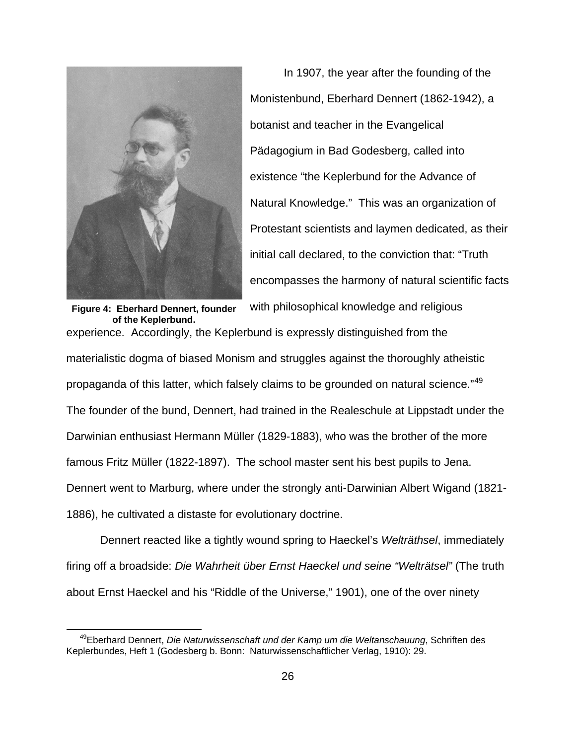Figure 4: Eberhard Dennert, founder of the Keplerbund.

In 1907, the year after the founding of the Monistenbund, Eberhard Dennert (1862-1942), a botanist and teacher in the Evangelical Pädagogium in Bad Godesberg, called into existence "the Keplerbund for the Advance of Natural Knowledge." This was an organization of Protestant scientists and laymen dedicated, as their initial call declared, to the conviction that: "Truth encompasses the harmony of natural scientific facts with philosophical knowledge and religious experience. Accordingly, the Keplerbund is expressly distinguished from the materialistic dogma of biased Monism and struggles against the thoroughly atheistic propaganda of this latter, which falsely claims to be grounded on natural science."[49] The founder of the bund, Dennert, had trained in the Realeschule at Lippstadt under the Darwinian enthusiast Hermann Müller (1829-1883), who was the brother of the more famous Fritz Müller (1822-1897). The school master sent his best pupils to Jena. Dennert went to Marburg, where under the strongly anti-Darwinian Albert Wigand (1821-1886), he cultivated a distaste for evolutionary doctrine.

Dennert reacted like a tightly wound spring to Haeckel's *Welträthsel*, immediately firing off a broadside: *Die Wahrheit über Ernst Haeckel und seine "Welträtsel"* (The truth about Ernst Haeckel and his "Riddle of the Universe," 1901), one of the over ninety

[49] Eberhard Dennert, *Die Naturwissenschaft und der Kamp um die Weltanschauung*, Schriften des Keplerbundes, Heft 1 (Godesberg b. Bonn: Naturwissenschaftlicher Verlag, 1910): 29.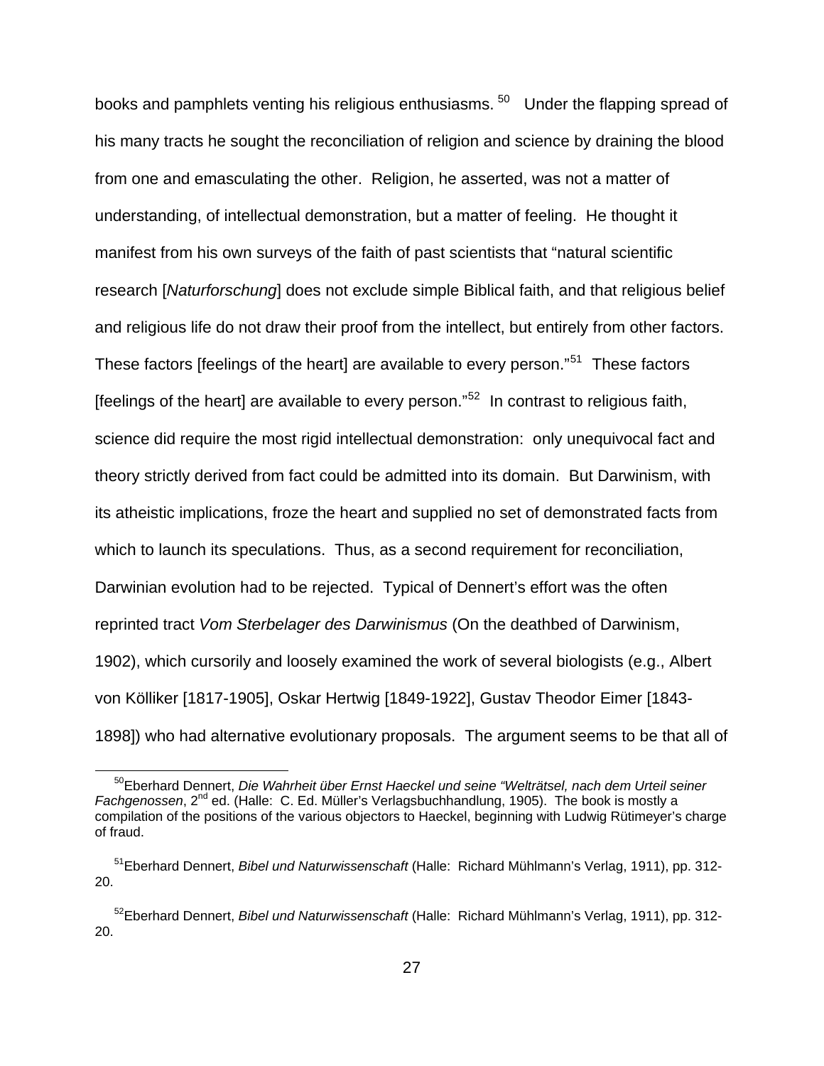books and pamphlets venting his religious enthusiasms.[50] Under the flapping spread of his many tracts he sought the reconciliation of religion and science by draining the blood from one and emasculating the other. Religion, he asserted, was not a matter of understanding, of intellectual demonstration, but a matter of feeling. He thought it manifest from his own surveys of the faith of past scientists that "natural scientific research [*Naturforschung*] does not exclude simple Biblical faith, and that religious belief and religious life do not draw their proof from the intellect, but entirely from other factors. These factors [feelings of the heart] are available to every person."[51] These factors [feelings of the heart] are available to every person."[52] In contrast to religious faith, science did require the most rigid intellectual demonstration: only unequivocal fact and theory strictly derived from fact could be admitted into its domain. But Darwinism, with its atheistic implications, froze the heart and supplied no set of demonstrated facts from which to launch its speculations. Thus, as a second requirement for reconciliation, Darwinian evolution had to be rejected. Typical of Dennert's effort was the often reprinted tract *Vom Sterbelager des Darwinismus* (On the deathbed of Darwinism, 1902), which cursorily and loosely examined the work of several biologists (e.g., Albert von Kölliker [1817-1905], Oskar Hertwig [1849-1922], Gustav Theodor Eimer [1843-1898]) who had alternative evolutionary proposals. The argument seems to be that all of

[50] Eberhard Dennert, *Die Wahrheit über Ernst Haeckel und seine "Welträtsel, nach dem Urteil seiner Fachgenossen*, 2nd ed. (Halle: C. Ed. Müller's Verlagsbuchhandlung, 1905). The book is mostly a compilation of the positions of the various objectors to Haeckel, beginning with Ludwig Rütimeyer's charge of fraud.

[51] Eberhard Dennert, *Bibel und Naturwissenschaft* (Halle: Richard Mühlmann's Verlag, 1911), pp. 312-20.

[52] Eberhard Dennert, *Bibel und Naturwissenschaft* (Halle: Richard Mühlmann's Verlag, 1911), pp. 312-20.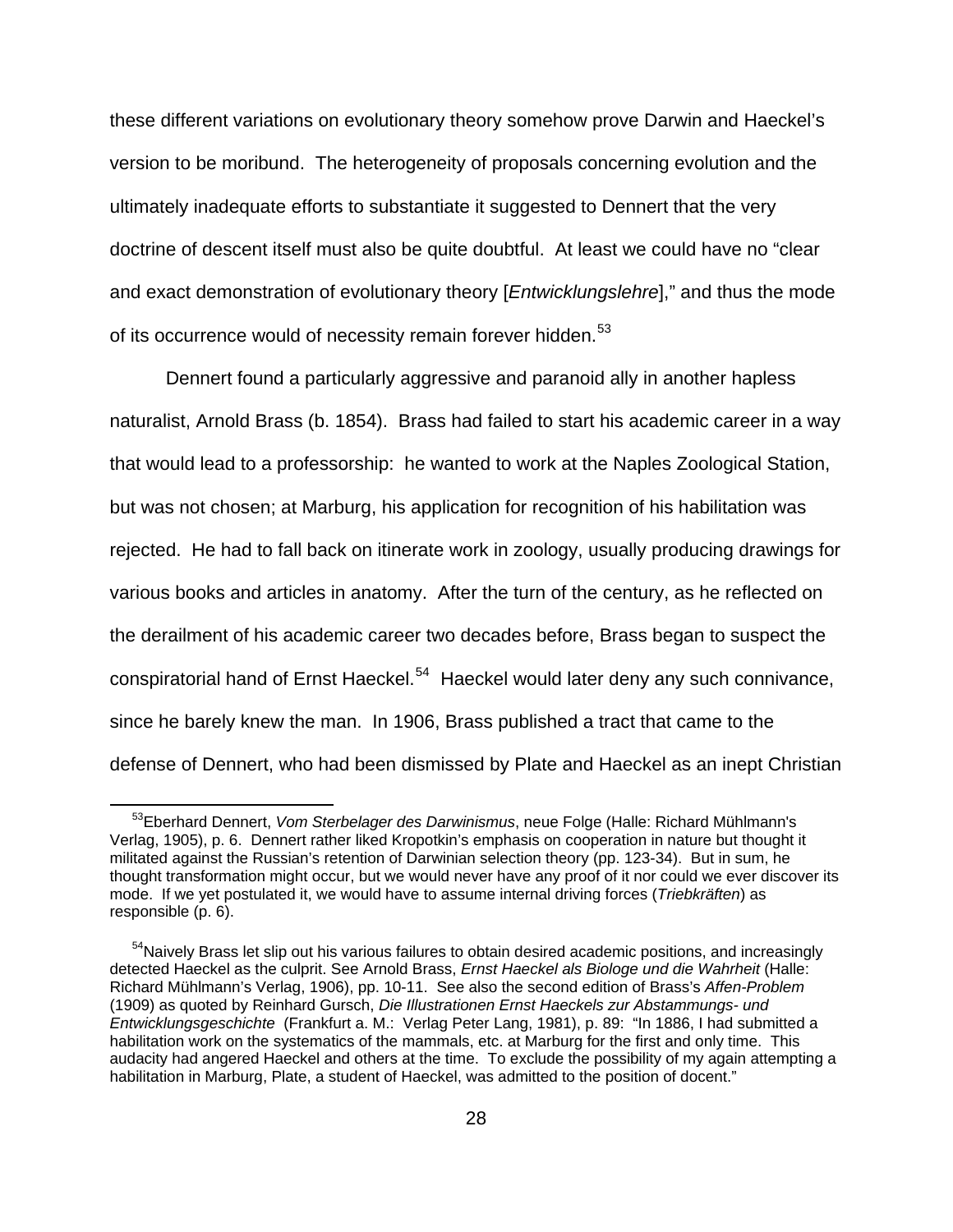these different variations on evolutionary theory somehow prove Darwin and Haeckel's version to be moribund. The heterogeneity of proposals concerning evolution and the ultimately inadequate efforts to substantiate it suggested to Dennert that the very doctrine of descent itself must also be quite doubtful. At least we could have no "clear and exact demonstration of evolutionary theory [*Entwicklungslehre*]," and thus the mode of its occurrence would of necessity remain forever hidden.[53]

Dennert found a particularly aggressive and paranoid ally in another hapless naturalist, Arnold Brass (b. 1854). Brass had failed to start his academic career in a way that would lead to a professorship: he wanted to work at the Naples Zoological Station, but was not chosen; at Marburg, his application for recognition of his habilitation was rejected. He had to fall back on itinerate work in zoology, usually producing drawings for various books and articles in anatomy. After the turn of the century, as he reflected on the derailment of his academic career two decades before, Brass began to suspect the conspiratorial hand of Ernst Haeckel.[54] Haeckel would later deny any such connivance, since he barely knew the man. In 1906, Brass published a tract that came to the defense of Dennert, who had been dismissed by Plate and Haeckel as an inept Christian

---

[53] Eberhard Dennert, *Vom Sterbelager des Darwinismus*, neue Folge (Halle: Richard Mühlmann's Verlag, 1905), p. 6. Dennert rather liked Kropotkin's emphasis on cooperation in nature but thought it militated against the Russian's retention of Darwinian selection theory (pp. 123-34). But in sum, he thought transformation might occur, but we would never have any proof of it nor could we ever discover its mode. If we yet postulated it, we would have to assume internal driving forces (*Triebkräften*) as responsible (p. 6).

[54] Naively Brass let slip out his various failures to obtain desired academic positions, and increasingly detected Haeckel as the culprit. See Arnold Brass, *Ernst Haeckel als Biologe und die Wahrheit* (Halle: Richard Mühlmann's Verlag, 1906), pp. 10-11. See also the second edition of Brass's *Affen-Problem* (1909) as quoted by Reinhard Gursch, *Die Illustrationen Ernst Haeckels zur Abstammungs- und Entwicklungsgeschichte* (Frankfurt a. M.: Verlag Peter Lang, 1981), p. 89: "In 1886, I had submitted a habilitation work on the systematics of the mammals, etc. at Marburg for the first and only time. This audacity had angered Haeckel and others at the time. To exclude the possibility of my again attempting a habilitation in Marburg, Plate, a student of Haeckel, was admitted to the position of docent."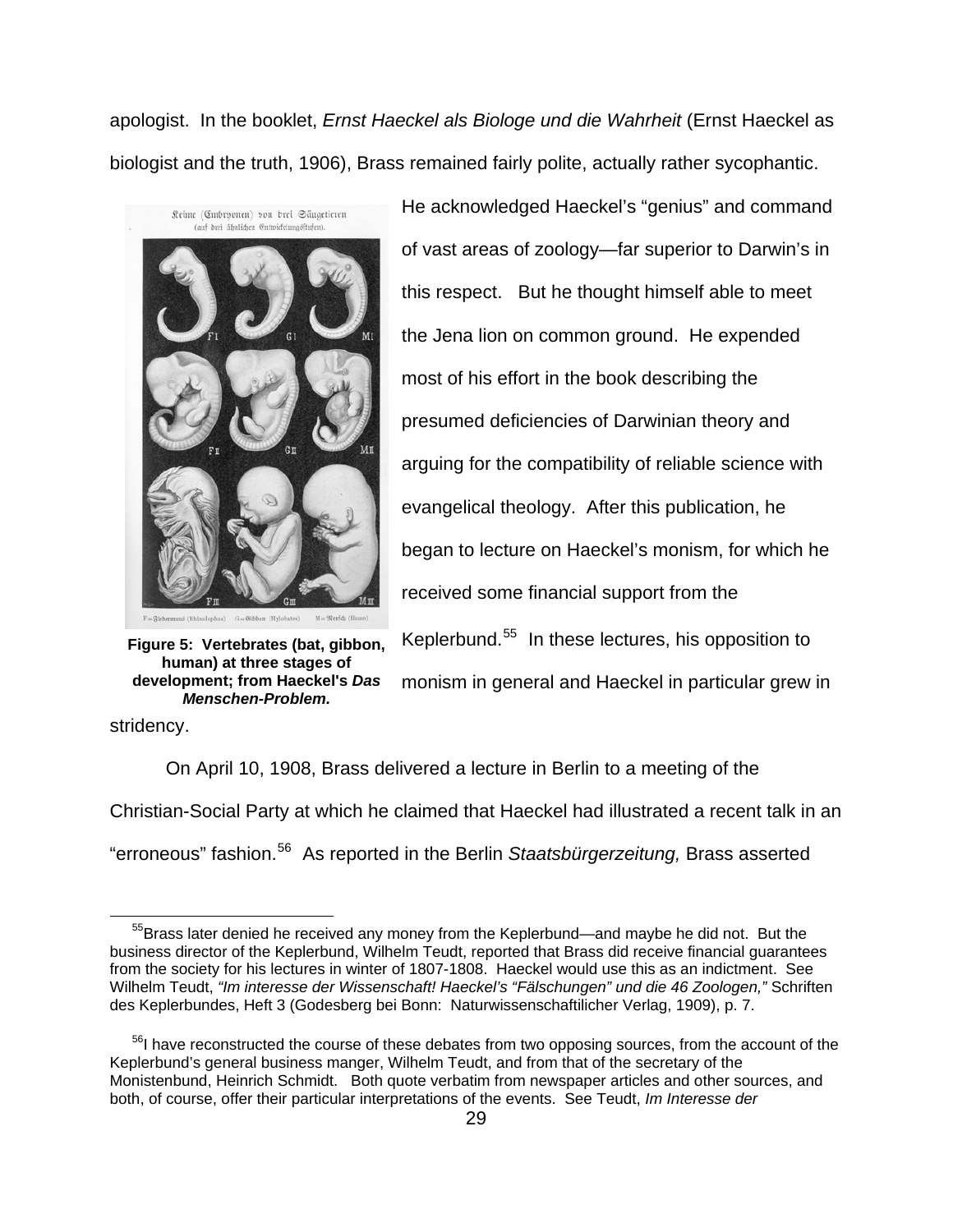apologist. In the booklet, *Ernst Haeckel als Biologe und die Wahrheit* (Ernst Haeckel as biologist and the truth, 1906), Brass remained fairly polite, actually rather sycophantic. He acknowledged Haeckel's "genius" and command of vast areas of zoology—far superior to Darwin's in this respect. But he thought himself able to meet the Jena lion on common ground. He expended most of his effort in the book describing the presumed deficiencies of Darwinian theory and arguing for the compatibility of reliable science with evangelical theology. After this publication, he began to lecture on Haeckel's monism, for which he received some financial support from the Keplerbund.[55] In these lectures, his opposition to monism in general and Haeckel in particular grew in stridency.

**Figure 5: Vertebrates (bat, gibbon, human) at three stages of development; from Haeckel's *Das Menschen-Problem.***

On April 10, 1908, Brass delivered a lecture in Berlin to a meeting of the Christian-Social Party at which he claimed that Haeckel had illustrated a recent talk in an "erroneous" fashion.[56] As reported in the Berlin *Staatsbürgerzeitung,* Brass asserted

---

[55] Brass later denied he received any money from the Keplerbund—and maybe he did not. But the business director of the Keplerbund, Wilhelm Teudt, reported that Brass did receive financial guarantees from the society for his lectures in winter of 1807-1808. Haeckel would use this as an indictment. See Wilhelm Teudt, *"Im interesse der Wissenschaft! Haeckel's "Fälschungen" und die 46 Zoologen,"* Schriften des Keplerbundes, Heft 3 (Godesberg bei Bonn: Naturwissenschaftilicher Verlag, 1909), p. 7.

[56] I have reconstructed the course of these debates from two opposing sources, from the account of the Keplerbund's general business manger, Wilhelm Teudt, and from that of the secretary of the Monistenbund, Heinrich Schmidt. Both quote verbatim from newspaper articles and other sources, and both, of course, offer their particular interpretations of the events. See Teudt, *Im Interesse der*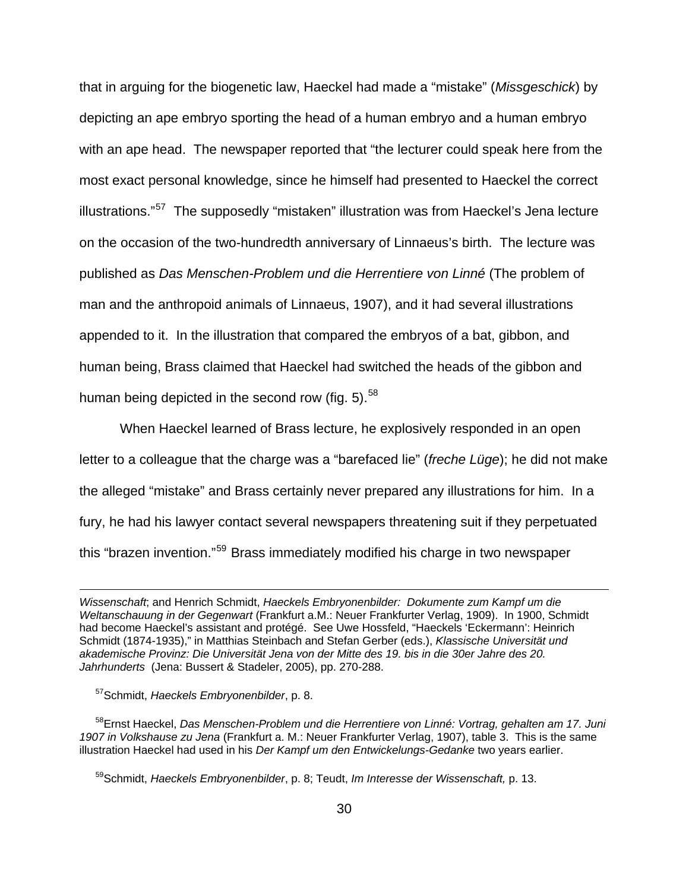that in arguing for the biogenetic law, Haeckel had made a "mistake" (*Missgeschick*) by depicting an ape embryo sporting the head of a human embryo and a human embryo with an ape head. The newspaper reported that "the lecturer could speak here from the most exact personal knowledge, since he himself had presented to Haeckel the correct illustrations."[57] The supposedly "mistaken" illustration was from Haeckel's Jena lecture on the occasion of the two-hundredth anniversary of Linnaeus's birth. The lecture was published as *Das Menschen-Problem und die Herrentiere von Linné* (The problem of man and the anthropoid animals of Linnaeus, 1907), and it had several illustrations appended to it. In the illustration that compared the embryos of a bat, gibbon, and human being, Brass claimed that Haeckel had switched the heads of the gibbon and human being depicted in the second row (fig. 5).[58]

When Haeckel learned of Brass lecture, he explosively responded in an open letter to a colleague that the charge was a "barefaced lie" (*freche Lüge*); he did not make the alleged "mistake" and Brass certainly never prepared any illustrations for him. In a fury, he had his lawyer contact several newspapers threatening suit if they perpetuated this "brazen invention."[59] Brass immediately modified his charge in two newspaper

---

*Wissenschaft*; and Henrich Schmidt, *Haeckels Embryonenbilder: Dokumente zum Kampf um die Weltanschauung in der Gegenwart* (Frankfurt a.M.: Neuer Frankfurter Verlag, 1909). In 1900, Schmidt had become Haeckel's assistant and protégé. See Uwe Hossfeld, "Haeckels 'Eckermann': Heinrich Schmidt (1874-1935)," in Matthias Steinbach and Stefan Gerber (eds.), *Klassische Universität und akademische Provinz: Die Universität Jena von der Mitte des 19. bis in die 30er Jahre des 20. Jahrhunderts* (Jena: Bussert & Stadeler, 2005), pp. 270-288.

[57] Schmidt, *Haeckels Embryonenbilder*, p. 8.

[58] Ernst Haeckel, *Das Menschen-Problem und die Herrentiere von Linné: Vortrag, gehalten am 17. Juni 1907 in Volkshause zu Jena* (Frankfurt a. M.: Neuer Frankfurter Verlag, 1907), table 3. This is the same illustration Haeckel had used in his *Der Kampf um den Entwickelungs-Gedanke* two years earlier.

[59] Schmidt, *Haeckels Embryonenbilder*, p. 8; Teudt, *Im Interesse der Wissenschaft,* p. 13.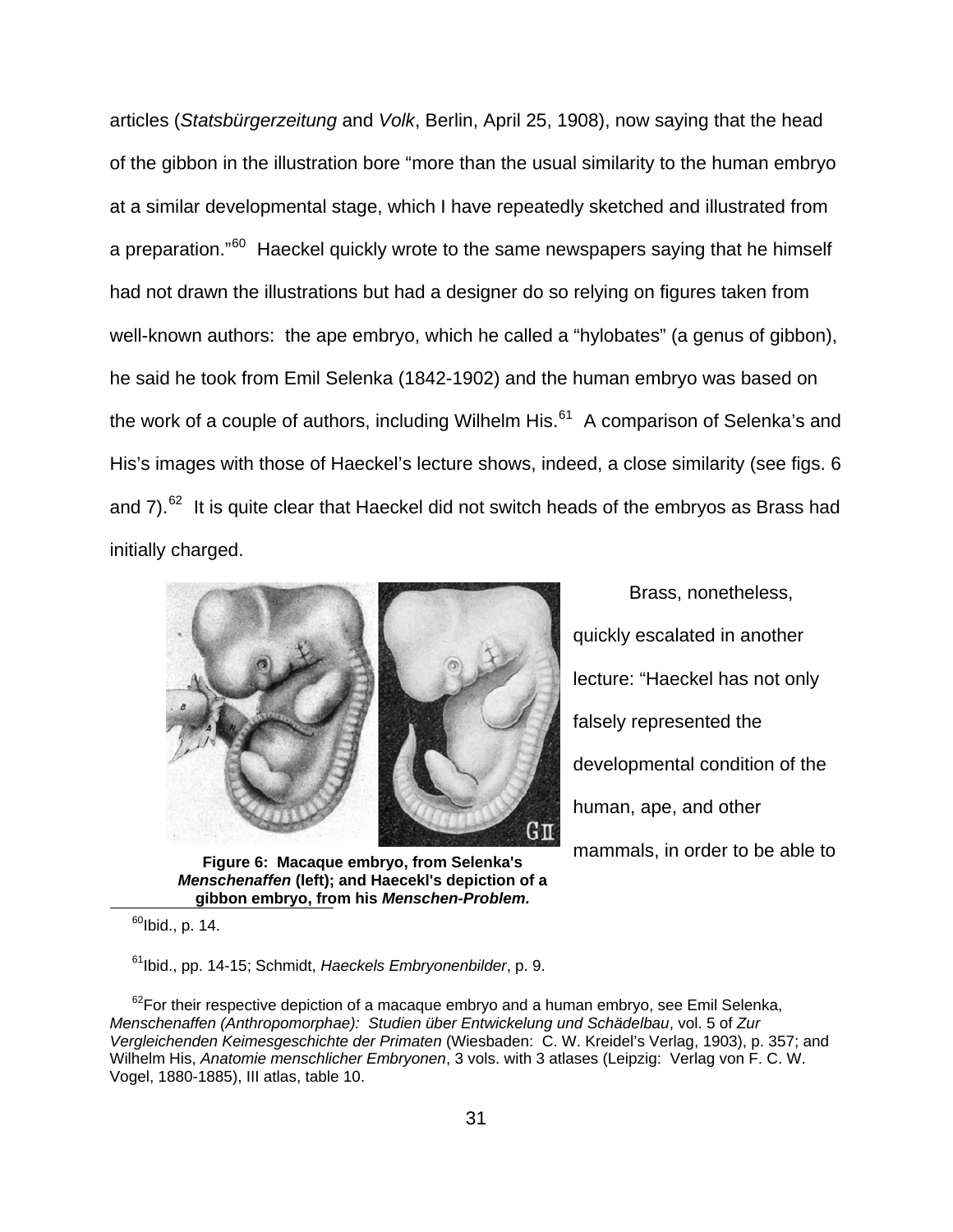articles (*Statsbürgerzeitung* and *Volk*, Berlin, April 25, 1908), now saying that the head of the gibbon in the illustration bore "more than the usual similarity to the human embryo at a similar developmental stage, which I have repeatedly sketched and illustrated from a preparation."[60] Haeckel quickly wrote to the same newspapers saying that he himself had not drawn the illustrations but had a designer do so relying on figures taken from well-known authors: the ape embryo, which he called a "hylobates" (a genus of gibbon), he said he took from Emil Selenka (1842-1902) and the human embryo was based on the work of a couple of authors, including Wilhelm His.[61] A comparison of Selenka's and His's images with those of Haeckel's lecture shows, indeed, a close similarity (see figs. 6 and 7).[62] It is quite clear that Haeckel did not switch heads of the embryos as Brass had initially charged.

**Figure 6: Macaque embryo, from Selenka's *Menschenaffen* (left); and Haecekl's depiction of a gibbon embryo, from his *Menschen-Problem.***

Brass, nonetheless, quickly escalated in another lecture: "Haeckel has not only falsely represented the developmental condition of the human, ape, and other mammals, in order to be able to

[60] Ibid., p. 14.

[61] Ibid., pp. 14-15; Schmidt, *Haeckels Embryonenbilder*, p. 9.

[62] For their respective depiction of a macaque embryo and a human embryo, see Emil Selenka, *Menschenaffen (Anthropomorphae): Studien über Entwickelung und Schädelbau*, vol. 5 of *Zur Vergleichenden Keimesgeschichte der Primaten* (Wiesbaden: C. W. Kreidel's Verlag, 1903), p. 357; and Wilhelm His, *Anatomie menschlicher Embryonen*, 3 vols. with 3 atlases (Leipzig: Verlag von F. C. W. Vogel, 1880-1885), III atlas, table 10.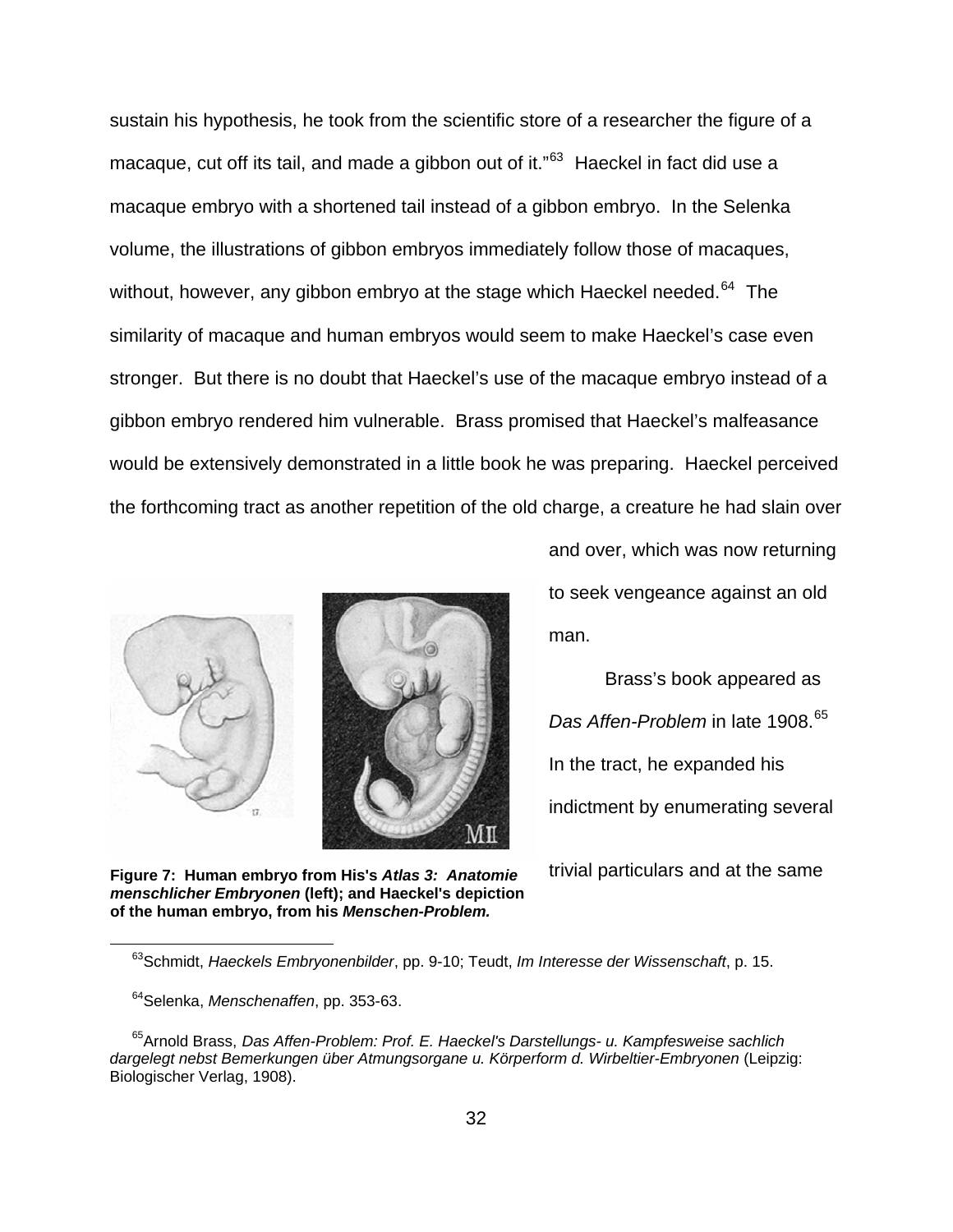sustain his hypothesis, he took from the scientific store of a researcher the figure of a macaque, cut off its tail, and made a gibbon out of it."[63] Haeckel in fact did use a macaque embryo with a shortened tail instead of a gibbon embryo. In the Selenka volume, the illustrations of gibbon embryos immediately follow those of macaques, without, however, any gibbon embryo at the stage which Haeckel needed.[64] The similarity of macaque and human embryos would seem to make Haeckel's case even stronger. But there is no doubt that Haeckel's use of the macaque embryo instead of a gibbon embryo rendered him vulnerable. Brass promised that Haeckel's malfeasance would be extensively demonstrated in a little book he was preparing. Haeckel perceived the forthcoming tract as another repetition of the old charge, a creature he had slain over and over, which was now returning to seek vengeance against an old man.

Brass's book appeared as *Das Affen-Problem* in late 1908.[65] In the tract, he expanded his indictment by enumerating several trivial particulars and at the same

**Figure 7: Human embryo from His's *Atlas 3: Anatomie menschlicher Embryonen* (left); and Haeckel's depiction of the human embryo, from his *Menschen-Problem.***

[63] Schmidt, *Haeckels Embryonenbilder*, pp. 9-10; Teudt, *Im Interesse der Wissenschaft*, p. 15.

[64] Selenka, *Menschenaffen*, pp. 353-63.

[65] Arnold Brass, *Das Affen-Problem: Prof. E. Haeckel's Darstellungs- u. Kampfesweise sachlich dargelegt nebst Bemerkungen über Atmungsorgane u. Körperform d. Wirbeltier-Embryonen* (Leipzig: Biologischer Verlag, 1908).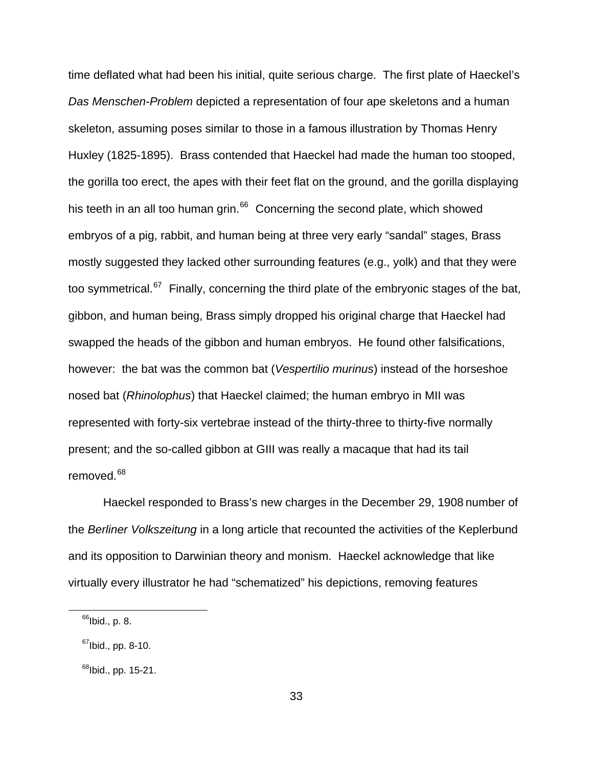time deflated what had been his initial, quite serious charge. The first plate of Haeckel's *Das Menschen-Problem* depicted a representation of four ape skeletons and a human skeleton, assuming poses similar to those in a famous illustration by Thomas Henry Huxley (1825-1895). Brass contended that Haeckel had made the human too stooped, the gorilla too erect, the apes with their feet flat on the ground, and the gorilla displaying his teeth in an all too human grin.[66] Concerning the second plate, which showed embryos of a pig, rabbit, and human being at three very early "sandal" stages, Brass mostly suggested they lacked other surrounding features (e.g., yolk) and that they were too symmetrical.[67] Finally, concerning the third plate of the embryonic stages of the bat, gibbon, and human being, Brass simply dropped his original charge that Haeckel had swapped the heads of the gibbon and human embryos. He found other falsifications, however: the bat was the common bat (*Vespertilio murinus*) instead of the horseshoe nosed bat (*Rhinolophus*) that Haeckel claimed; the human embryo in MII was represented with forty-six vertebrae instead of the thirty-three to thirty-five normally present; and the so-called gibbon at GIII was really a macaque that had its tail removed.[68]

Haeckel responded to Brass's new charges in the December 29, 1908 number of the *Berliner Volkszeitung* in a long article that recounted the activities of the Keplerbund and its opposition to Darwinian theory and monism. Haeckel acknowledge that like virtually every illustrator he had "schematized" his depictions, removing features

---

[66] Ibid., p. 8.

[67] Ibid., pp. 8-10.

[68] Ibid., pp. 15-21.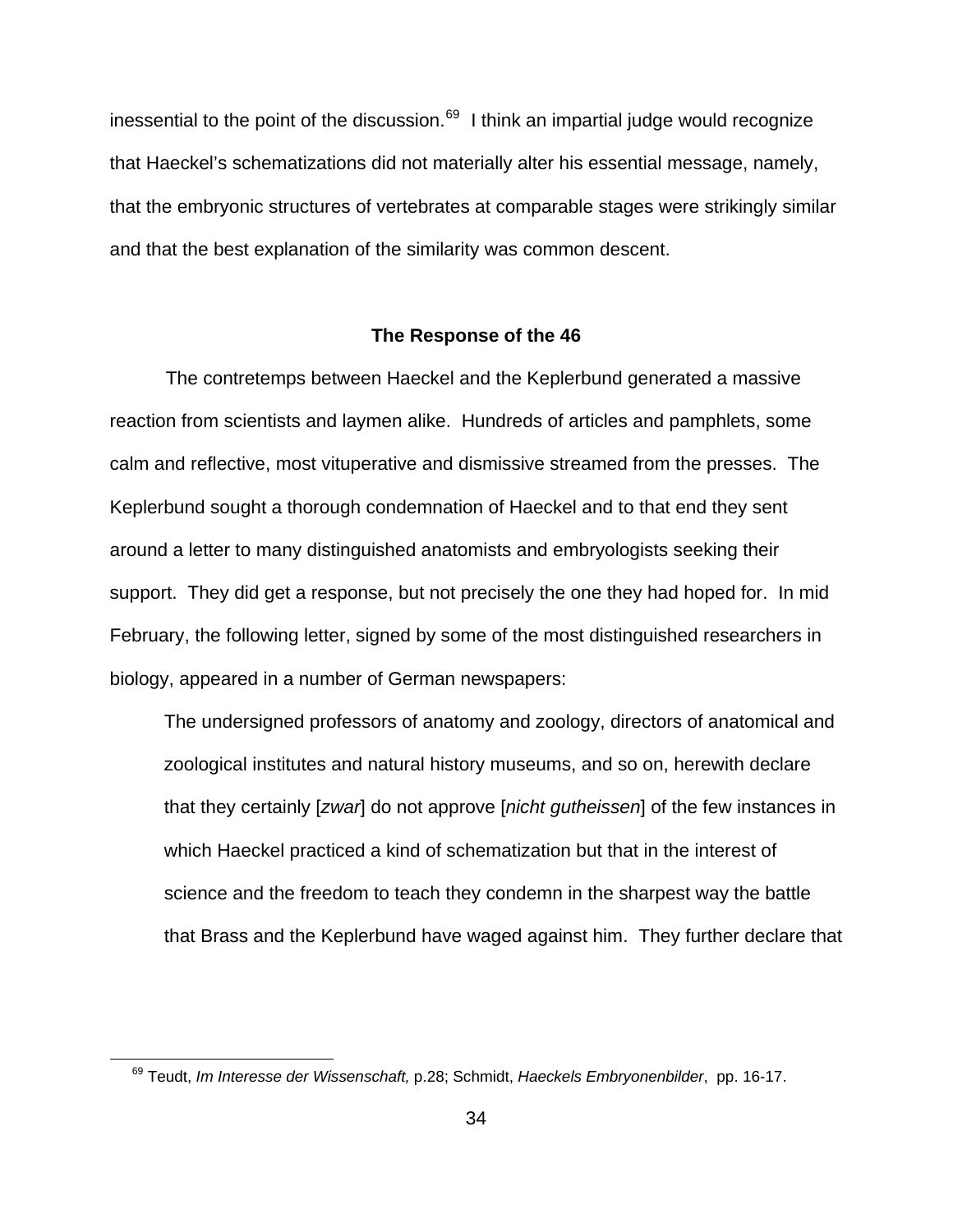inessential to the point of the discussion.[69] I think an impartial judge would recognize that Haeckel's schematizations did not materially alter his essential message, namely, that the embryonic structures of vertebrates at comparable stages were strikingly similar and that the best explanation of the similarity was common descent.

### The Response of the 46

The contretemps between Haeckel and the Keplerbund generated a massive reaction from scientists and laymen alike. Hundreds of articles and pamphlets, some calm and reflective, most vituperative and dismissive streamed from the presses. The Keplerbund sought a thorough condemnation of Haeckel and to that end they sent around a letter to many distinguished anatomists and embryologists seeking their support. They did get a response, but not precisely the one they had hoped for. In mid February, the following letter, signed by some of the most distinguished researchers in biology, appeared in a number of German newspapers:

> The undersigned professors of anatomy and zoology, directors of anatomical and zoological institutes and natural history museums, and so on, herewith declare that they certainly [*zwar*] do not approve [*nicht gutheissen*] of the few instances in which Haeckel practiced a kind of schematization but that in the interest of science and the freedom to teach they condemn in the sharpest way the battle that Brass and the Keplerbund have waged against him. They further declare that

[69] Teudt, *Im Interesse der Wissenschaft,* p.28; Schmidt, *Haeckels Embryonenbilder*, pp. 16-17.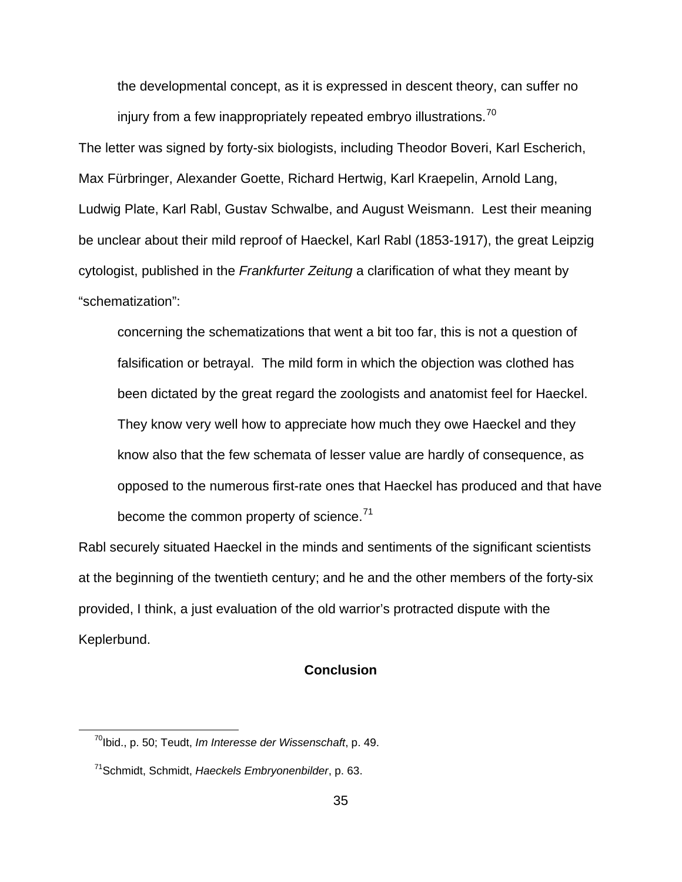> the developmental concept, as it is expressed in descent theory, can suffer no injury from a few inappropriately repeated embryo illustrations.[70]

The letter was signed by forty-six biologists, including Theodor Boveri, Karl Escherich, Max Fürbringer, Alexander Goette, Richard Hertwig, Karl Kraepelin, Arnold Lang, Ludwig Plate, Karl Rabl, Gustav Schwalbe, and August Weismann. Lest their meaning be unclear about their mild reproof of Haeckel, Karl Rabl (1853-1917), the great Leipzig cytologist, published in the *Frankfurter Zeitung* a clarification of what they meant by "schematization":

> concerning the schematizations that went a bit too far, this is not a question of falsification or betrayal. The mild form in which the objection was clothed has been dictated by the great regard the zoologists and anatomist feel for Haeckel. They know very well how to appreciate how much they owe Haeckel and they know also that the few schemata of lesser value are hardly of consequence, as opposed to the numerous first-rate ones that Haeckel has produced and that have become the common property of science.[71]

Rabl securely situated Haeckel in the minds and sentiments of the significant scientists at the beginning of the twentieth century; and he and the other members of the forty-six provided, I think, a just evaluation of the old warrior's protracted dispute with the Keplerbund.

## Conclusion

[70] Ibid., p. 50; Teudt, *Im Interesse der Wissenschaft*, p. 49.

[71] Schmidt, Schmidt, *Haeckels Embryonenbilder*, p. 63.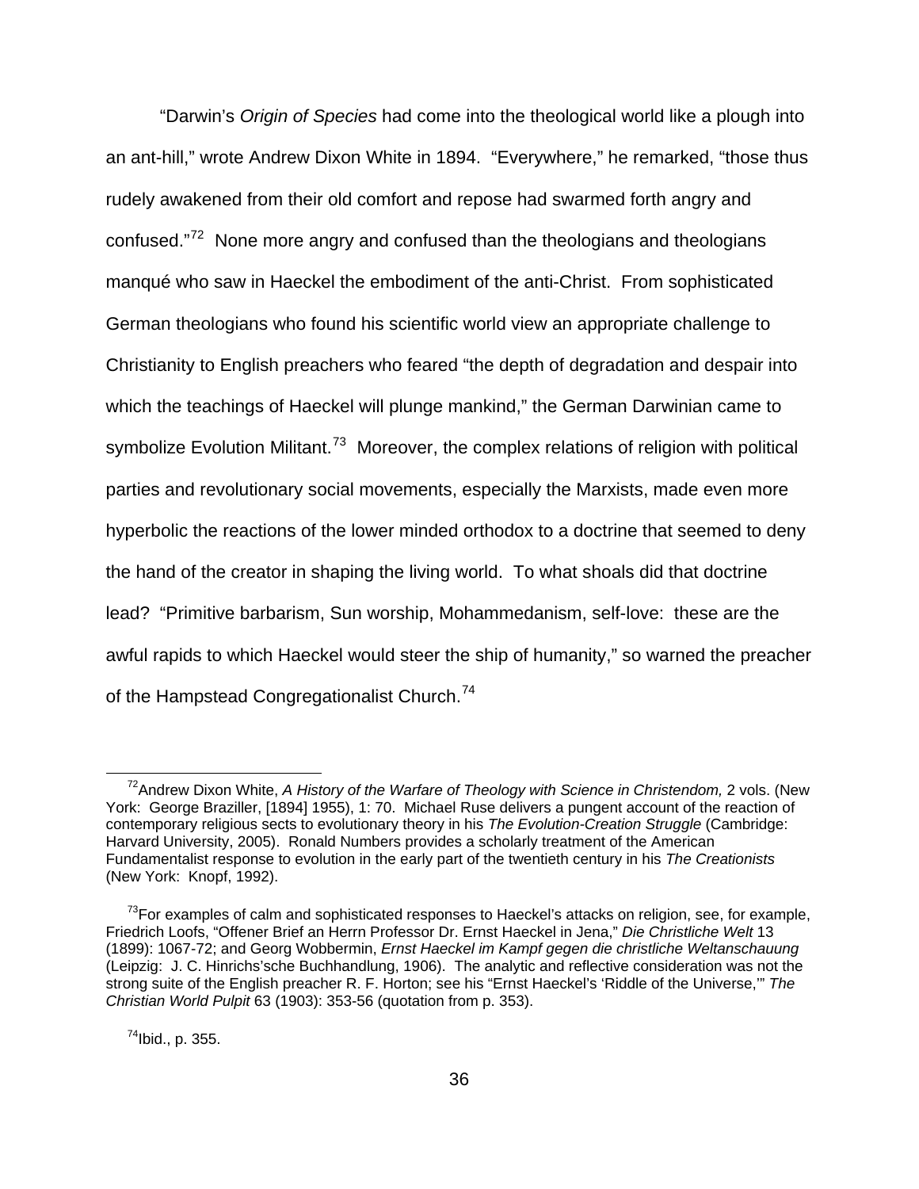"Darwin's *Origin of Species* had come into the theological world like a plough into an ant-hill," wrote Andrew Dixon White in 1894. "Everywhere," he remarked, "those thus rudely awakened from their old comfort and repose had swarmed forth angry and confused."[72] None more angry and confused than the theologians and theologians manqué who saw in Haeckel the embodiment of the anti-Christ. From sophisticated German theologians who found his scientific world view an appropriate challenge to Christianity to English preachers who feared "the depth of degradation and despair into which the teachings of Haeckel will plunge mankind," the German Darwinian came to symbolize Evolution Militant.[73] Moreover, the complex relations of religion with political parties and revolutionary social movements, especially the Marxists, made even more hyperbolic the reactions of the lower minded orthodox to a doctrine that seemed to deny the hand of the creator in shaping the living world. To what shoals did that doctrine lead? "Primitive barbarism, Sun worship, Mohammedanism, self-love: these are the awful rapids to which Haeckel would steer the ship of humanity," so warned the preacher of the Hampstead Congregationalist Church.[74]

---

[72] Andrew Dixon White, *A History of the Warfare of Theology with Science in Christendom,* 2 vols. (New York: George Braziller, [1894] 1955), 1: 70. Michael Ruse delivers a pungent account of the reaction of contemporary religious sects to evolutionary theory in his *The Evolution-Creation Struggle* (Cambridge: Harvard University, 2005). Ronald Numbers provides a scholarly treatment of the American Fundamentalist response to evolution in the early part of the twentieth century in his *The Creationists* (New York: Knopf, 1992).

[73] For examples of calm and sophisticated responses to Haeckel's attacks on religion, see, for example, Friedrich Loofs, "Offener Brief an Herrn Professor Dr. Ernst Haeckel in Jena," *Die Christliche Welt* 13 (1899): 1067-72; and Georg Wobbermin, *Ernst Haeckel im Kampf gegen die christliche Weltanschauung* (Leipzig: J. C. Hinrichs'sche Buchhandlung, 1906). The analytic and reflective consideration was not the strong suite of the English preacher R. F. Horton; see his "Ernst Haeckel's 'Riddle of the Universe,'" *The Christian World Pulpit* 63 (1903): 353-56 (quotation from p. 353).

[74] Ibid., p. 355.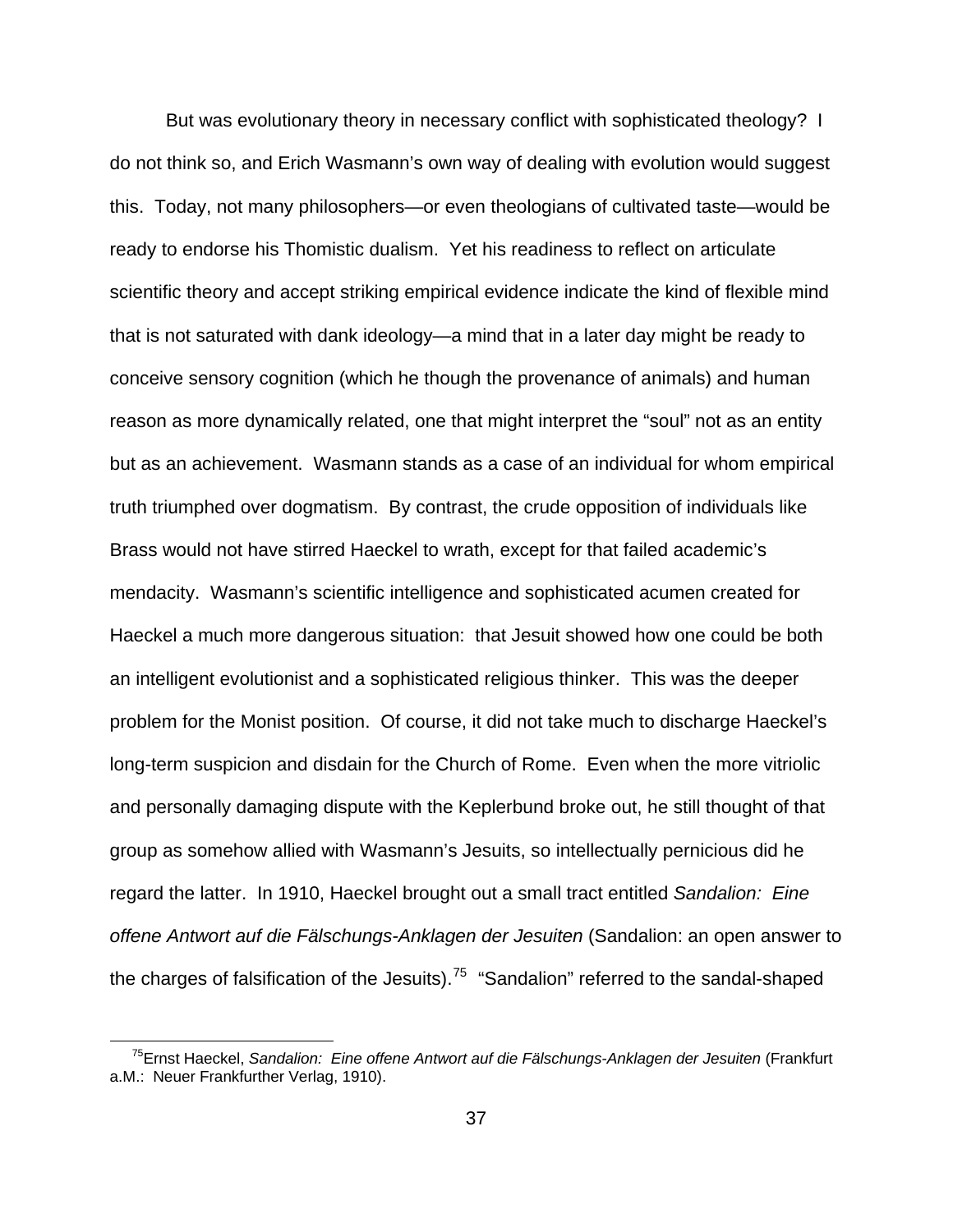But was evolutionary theory in necessary conflict with sophisticated theology? I do not think so, and Erich Wasmann's own way of dealing with evolution would suggest this. Today, not many philosophers—or even theologians of cultivated taste—would be ready to endorse his Thomistic dualism. Yet his readiness to reflect on articulate scientific theory and accept striking empirical evidence indicate the kind of flexible mind that is not saturated with dank ideology—a mind that in a later day might be ready to conceive sensory cognition (which he though the provenance of animals) and human reason as more dynamically related, one that might interpret the "soul" not as an entity but as an achievement. Wasmann stands as a case of an individual for whom empirical truth triumphed over dogmatism. By contrast, the crude opposition of individuals like Brass would not have stirred Haeckel to wrath, except for that failed academic's mendacity. Wasmann's scientific intelligence and sophisticated acumen created for Haeckel a much more dangerous situation: that Jesuit showed how one could be both an intelligent evolutionist and a sophisticated religious thinker. This was the deeper problem for the Monist position. Of course, it did not take much to discharge Haeckel's long-term suspicion and disdain for the Church of Rome. Even when the more vitriolic and personally damaging dispute with the Keplerbund broke out, he still thought of that group as somehow allied with Wasmann's Jesuits, so intellectually pernicious did he regard the latter. In 1910, Haeckel brought out a small tract entitled *Sandalion: Eine offene Antwort auf die Fälschungs-Anklagen der Jesuiten* (Sandalion: an open answer to the charges of falsification of the Jesuits).[75] "Sandalion" referred to the sandal-shaped

[75] Ernst Haeckel, *Sandalion: Eine offene Antwort auf die Fälschungs-Anklagen der Jesuiten* (Frankfurt a.M.: Neuer Frankfurther Verlag, 1910).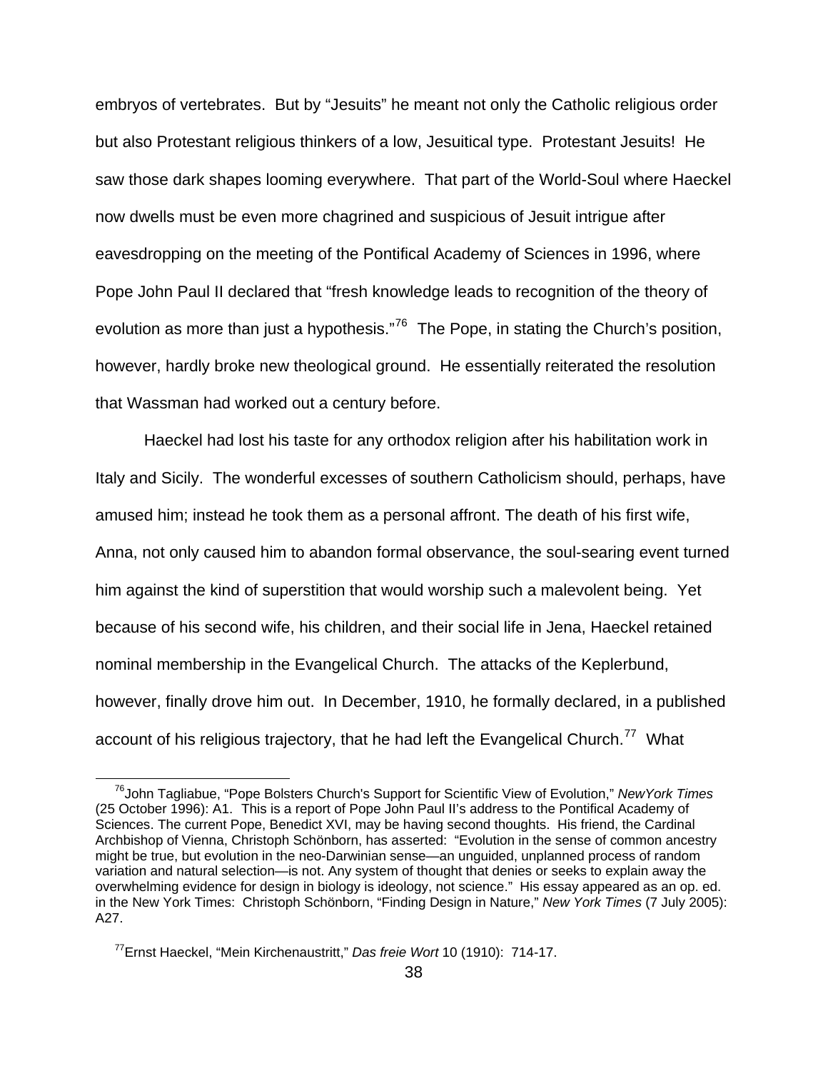embryos of vertebrates. But by "Jesuits" he meant not only the Catholic religious order but also Protestant religious thinkers of a low, Jesuitical type. Protestant Jesuits! He saw those dark shapes looming everywhere. That part of the World-Soul where Haeckel now dwells must be even more chagrined and suspicious of Jesuit intrigue after eavesdropping on the meeting of the Pontifical Academy of Sciences in 1996, where Pope John Paul II declared that "fresh knowledge leads to recognition of the theory of evolution as more than just a hypothesis."[76] The Pope, in stating the Church's position, however, hardly broke new theological ground. He essentially reiterated the resolution that Wassman had worked out a century before.

Haeckel had lost his taste for any orthodox religion after his habilitation work in Italy and Sicily. The wonderful excesses of southern Catholicism should, perhaps, have amused him; instead he took them as a personal affront. The death of his first wife, Anna, not only caused him to abandon formal observance, the soul-searing event turned him against the kind of superstition that would worship such a malevolent being. Yet because of his second wife, his children, and their social life in Jena, Haeckel retained nominal membership in the Evangelical Church. The attacks of the Keplerbund, however, finally drove him out. In December, 1910, he formally declared, in a published account of his religious trajectory, that he had left the Evangelical Church.[77] What

---

[76] John Tagliabue, "Pope Bolsters Church's Support for Scientific View of Evolution," *NewYork Times* (25 October 1996): A1. This is a report of Pope John Paul II's address to the Pontifical Academy of Sciences. The current Pope, Benedict XVI, may be having second thoughts. His friend, the Cardinal Archbishop of Vienna, Christoph Schönborn, has asserted: "Evolution in the sense of common ancestry might be true, but evolution in the neo-Darwinian sense—an unguided, unplanned process of random variation and natural selection—is not. Any system of thought that denies or seeks to explain away the overwhelming evidence for design in biology is ideology, not science." His essay appeared as an op. ed. in the New York Times: Christoph Schönborn, "Finding Design in Nature," *New York Times* (7 July 2005): A27.

[77] Ernst Haeckel, "Mein Kirchenaustritt," *Das freie Wort* 10 (1910): 714-17.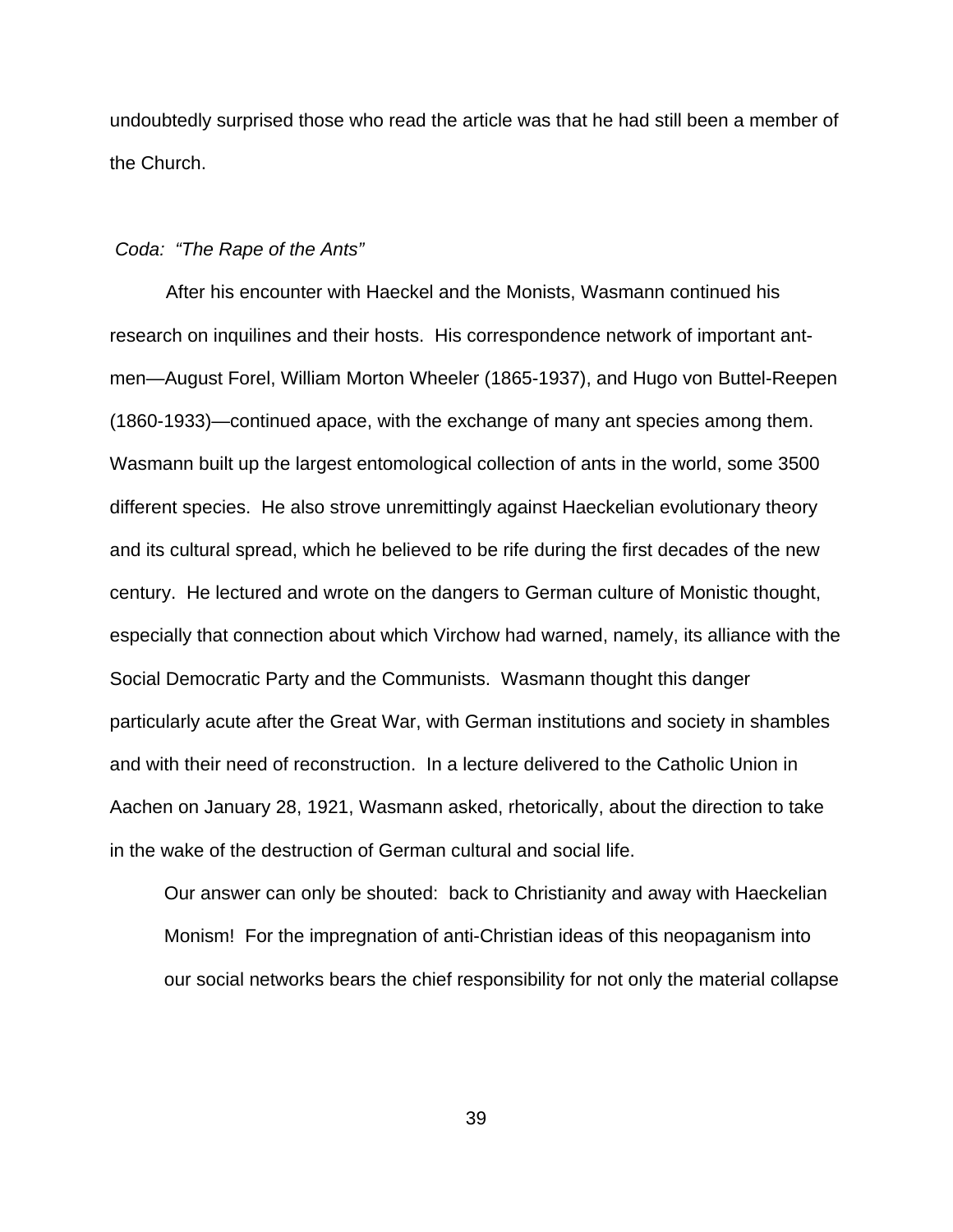undoubtedly surprised those who read the article was that he had still been a member of the Church.

### *Coda: "The Rape of the Ants"*

After his encounter with Haeckel and the Monists, Wasmann continued his research on inquilines and their hosts. His correspondence network of important ant-men—August Forel, William Morton Wheeler (1865-1937), and Hugo von Buttel-Reepen (1860-1933)—continued apace, with the exchange of many ant species among them. Wasmann built up the largest entomological collection of ants in the world, some 3500 different species. He also strove unremittingly against Haeckelian evolutionary theory and its cultural spread, which he believed to be rife during the first decades of the new century. He lectured and wrote on the dangers to German culture of Monistic thought, especially that connection about which Virchow had warned, namely, its alliance with the Social Democratic Party and the Communists. Wasmann thought this danger particularly acute after the Great War, with German institutions and society in shambles and with their need of reconstruction. In a lecture delivered to the Catholic Union in Aachen on January 28, 1921, Wasmann asked, rhetorically, about the direction to take in the wake of the destruction of German cultural and social life.

> Our answer can only be shouted: back to Christianity and away with Haeckelian Monism! For the impregnation of anti-Christian ideas of this neopaganism into our social networks bears the chief responsibility for not only the material collapse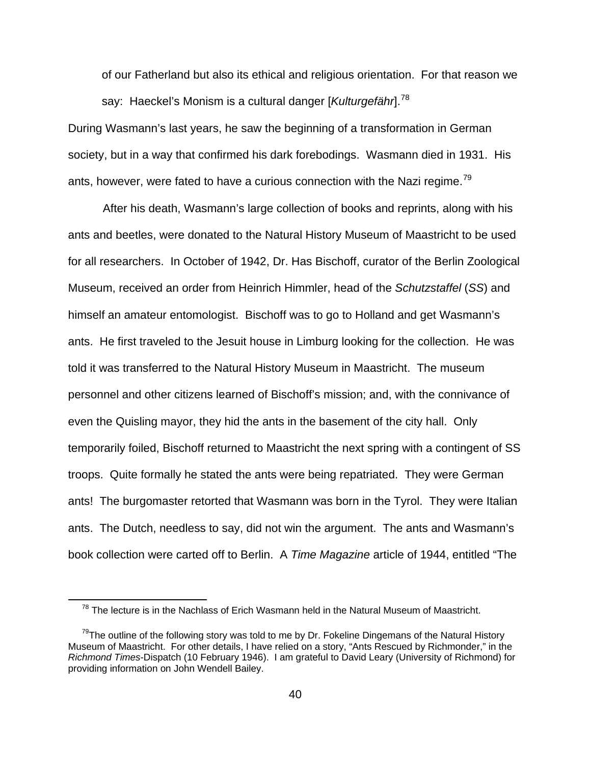> of our Fatherland but also its ethical and religious orientation. For that reason we say: Haeckel's Monism is a cultural danger [*Kulturgefähr*].[78]

During Wasmann's last years, he saw the beginning of a transformation in German society, but in a way that confirmed his dark forebodings. Wasmann died in 1931. His ants, however, were fated to have a curious connection with the Nazi regime.[79]

After his death, Wasmann's large collection of books and reprints, along with his ants and beetles, were donated to the Natural History Museum of Maastricht to be used for all researchers. In October of 1942, Dr. Has Bischoff, curator of the Berlin Zoological Museum, received an order from Heinrich Himmler, head of the *Schutzstaffel* (*SS*) and himself an amateur entomologist. Bischoff was to go to Holland and get Wasmann's ants. He first traveled to the Jesuit house in Limburg looking for the collection. He was told it was transferred to the Natural History Museum in Maastricht. The museum personnel and other citizens learned of Bischoff's mission; and, with the connivance of even the Quisling mayor, they hid the ants in the basement of the city hall. Only temporarily foiled, Bischoff returned to Maastricht the next spring with a contingent of SS troops. Quite formally he stated the ants were being repatriated. They were German ants! The burgomaster retorted that Wasmann was born in the Tyrol. They were Italian ants. The Dutch, needless to say, did not win the argument. The ants and Wasmann's book collection were carted off to Berlin. A *Time Magazine* article of 1944, entitled "The

---

[78] The lecture is in the Nachlass of Erich Wasmann held in the Natural Museum of Maastricht.

[79] The outline of the following story was told to me by Dr. Fokeline Dingemans of the Natural History Museum of Maastricht. For other details, I have relied on a story, "Ants Rescued by Richmonder," in the *Richmond Times*-Dispatch (10 February 1946). I am grateful to David Leary (University of Richmond) for providing information on John Wendell Bailey.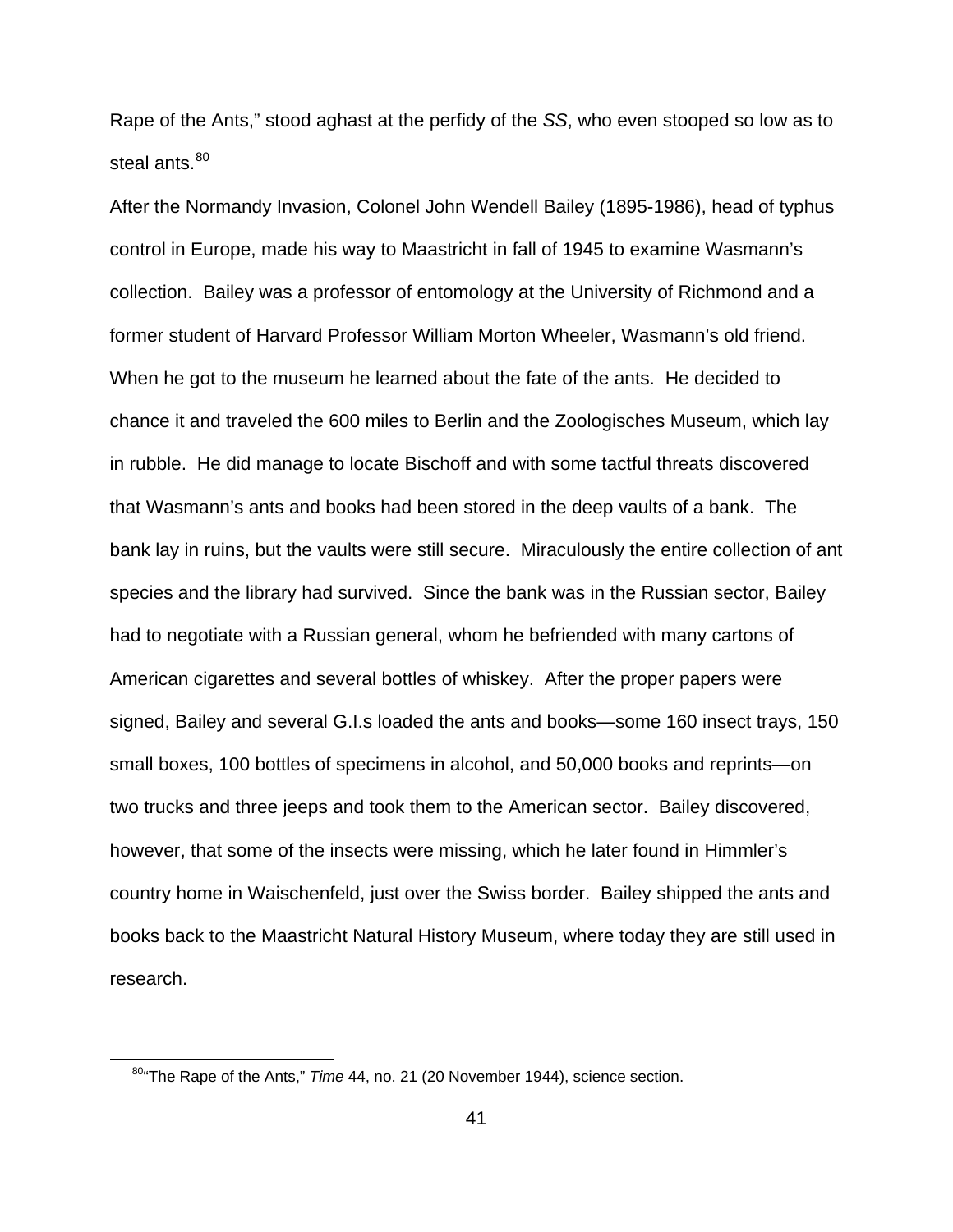Rape of the Ants," stood aghast at the perfidy of the *SS*, who even stooped so low as to steal ants.[80]

After the Normandy Invasion, Colonel John Wendell Bailey (1895-1986), head of typhus control in Europe, made his way to Maastricht in fall of 1945 to examine Wasmann's collection. Bailey was a professor of entomology at the University of Richmond and a former student of Harvard Professor William Morton Wheeler, Wasmann's old friend. When he got to the museum he learned about the fate of the ants. He decided to chance it and traveled the 600 miles to Berlin and the Zoologisches Museum, which lay in rubble. He did manage to locate Bischoff and with some tactful threats discovered that Wasmann's ants and books had been stored in the deep vaults of a bank. The bank lay in ruins, but the vaults were still secure. Miraculously the entire collection of ant species and the library had survived. Since the bank was in the Russian sector, Bailey had to negotiate with a Russian general, whom he befriended with many cartons of American cigarettes and several bottles of whiskey. After the proper papers were signed, Bailey and several G.I.s loaded the ants and books—some 160 insect trays, 150 small boxes, 100 bottles of specimens in alcohol, and 50,000 books and reprints—on two trucks and three jeeps and took them to the American sector. Bailey discovered, however, that some of the insects were missing, which he later found in Himmler's country home in Waischenfeld, just over the Swiss border. Bailey shipped the ants and books back to the Maastricht Natural History Museum, where today they are still used in research.

---

[80] "The Rape of the Ants," *Time* 44, no. 21 (20 November 1944), science section.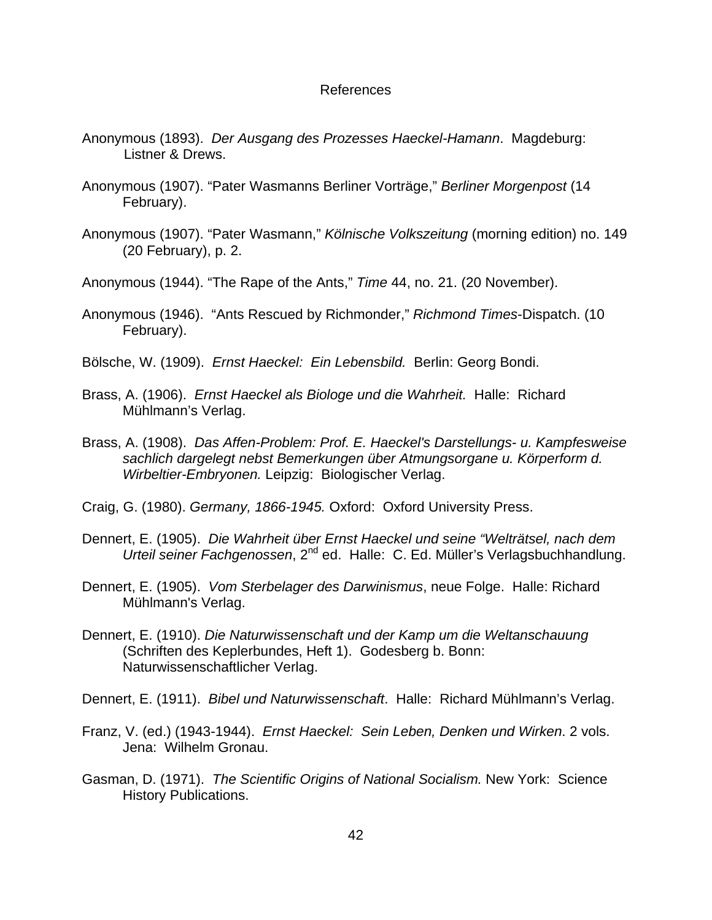# References

Anonymous (1893). *Der Ausgang des Prozesses Haeckel-Hamann*. Magdeburg: Listner & Drews.

Anonymous (1907). "Pater Wasmanns Berliner Vorträge," *Berliner Morgenpost* (14 February).

Anonymous (1907). "Pater Wasmann," *Kölnische Volkszeitung* (morning edition) no. 149 (20 February), p. 2.

Anonymous (1944). "The Rape of the Ants," *Time* 44, no. 21. (20 November).

Anonymous (1946). "Ants Rescued by Richmonder," *Richmond Times*-Dispatch. (10 February).

Bölsche, W. (1909). *Ernst Haeckel: Ein Lebensbild.* Berlin: Georg Bondi.

Brass, A. (1906). *Ernst Haeckel als Biologe und die Wahrheit.* Halle: Richard Mühlmann's Verlag.

Brass, A. (1908). *Das Affen-Problem: Prof. E. Haeckel's Darstellungs- u. Kampfesweise sachlich dargelegt nebst Bemerkungen über Atmungsorgane u. Körperform d. Wirbeltier-Embryonen.* Leipzig: Biologischer Verlag.

Craig, G. (1980). *Germany, 1866-1945.* Oxford: Oxford University Press.

Dennert, E. (1905). *Die Wahrheit über Ernst Haeckel und seine "Welträtsel, nach dem Urteil seiner Fachgenossen*, 2nd ed. Halle: C. Ed. Müller's Verlagsbuchhandlung.

Dennert, E. (1905). *Vom Sterbelager des Darwinismus*, neue Folge. Halle: Richard Mühlmann's Verlag.

Dennert, E. (1910). *Die Naturwissenschaft und der Kamp um die Weltanschauung* (Schriften des Keplerbundes, Heft 1). Godesberg b. Bonn: Naturwissenschaftlicher Verlag.

Dennert, E. (1911). *Bibel und Naturwissenschaft*. Halle: Richard Mühlmann's Verlag.

Franz, V. (ed.) (1943-1944). *Ernst Haeckel: Sein Leben, Denken und Wirken*. 2 vols. Jena: Wilhelm Gronau.

Gasman, D. (1971). *The Scientific Origins of National Socialism.* New York: Science History Publications.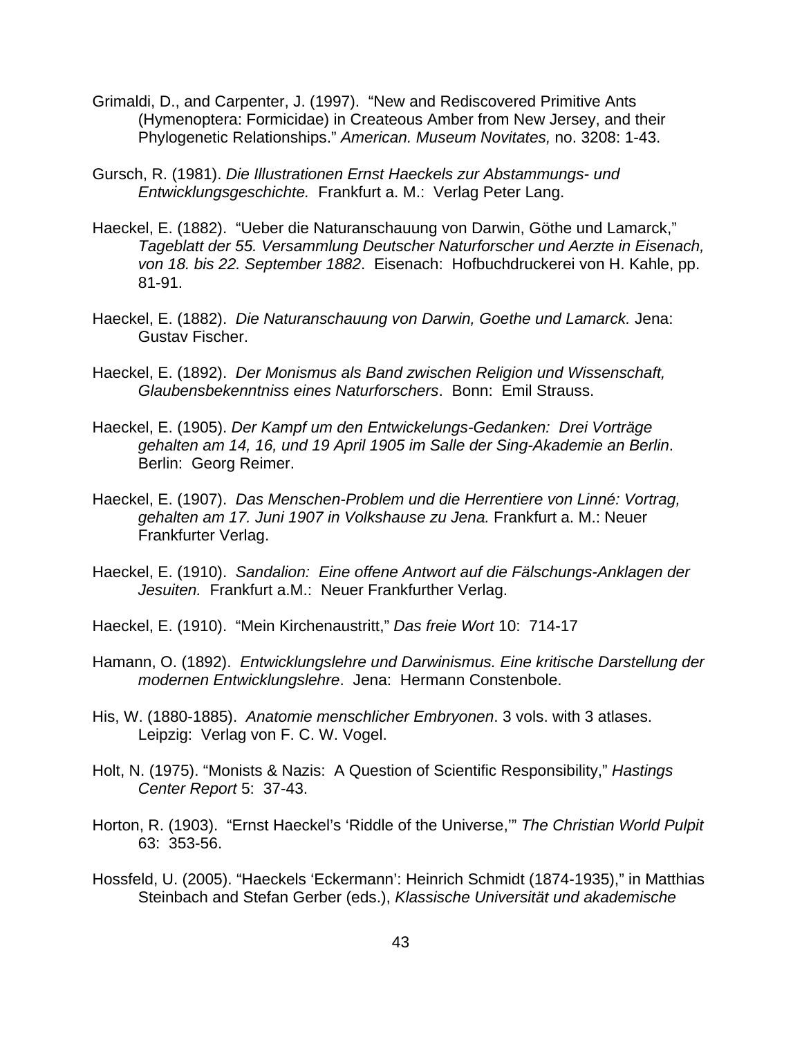Grimaldi, D., and Carpenter, J. (1997). "New and Rediscovered Primitive Ants (Hymenoptera: Formicidae) in Createous Amber from New Jersey, and their Phylogenetic Relationships." *American. Museum Novitates,* no. 3208: 1-43.

Gursch, R. (1981). *Die Illustrationen Ernst Haeckels zur Abstammungs- und Entwicklungsgeschichte.* Frankfurt a. M.: Verlag Peter Lang.

Haeckel, E. (1882). "Ueber die Naturanschauung von Darwin, Göthe und Lamarck," *Tageblatt der 55. Versammlung Deutscher Naturforscher und Aerzte in Eisenach, von 18. bis 22. September 1882*. Eisenach: Hofbuchdruckerei von H. Kahle, pp. 81-91.

Haeckel, E. (1882). *Die Naturanschauung von Darwin, Goethe und Lamarck.* Jena: Gustav Fischer.

Haeckel, E. (1892). *Der Monismus als Band zwischen Religion und Wissenschaft, Glaubensbekenntniss eines Naturforschers*. Bonn: Emil Strauss.

Haeckel, E. (1905). *Der Kampf um den Entwickelungs-Gedanken: Drei Vorträge gehalten am 14, 16, und 19 April 1905 im Salle der Sing-Akademie an Berlin*. Berlin: Georg Reimer.

Haeckel, E. (1907). *Das Menschen-Problem und die Herrentiere von Linné: Vortrag, gehalten am 17. Juni 1907 in Volkshause zu Jena.* Frankfurt a. M.: Neuer Frankfurter Verlag.

Haeckel, E. (1910). *Sandalion: Eine offene Antwort auf die Fälschungs-Anklagen der Jesuiten.* Frankfurt a.M.: Neuer Frankfurther Verlag.

Haeckel, E. (1910). "Mein Kirchenaustritt," *Das freie Wort* 10: 714-17

Hamann, O. (1892). *Entwicklungslehre und Darwinismus. Eine kritische Darstellung der modernen Entwicklungslehre*. Jena: Hermann Constenbole.

His, W. (1880-1885). *Anatomie menschlicher Embryonen*. 3 vols. with 3 atlases. Leipzig: Verlag von F. C. W. Vogel.

Holt, N. (1975). "Monists & Nazis: A Question of Scientific Responsibility," *Hastings Center Report* 5: 37-43.

Horton, R. (1903). "Ernst Haeckel's 'Riddle of the Universe,'" *The Christian World Pulpit* 63: 353-56.

Hossfeld, U. (2005). "Haeckels 'Eckermann': Heinrich Schmidt (1874-1935)," in Matthias Steinbach and Stefan Gerber (eds.), *Klassische Universität und akademische*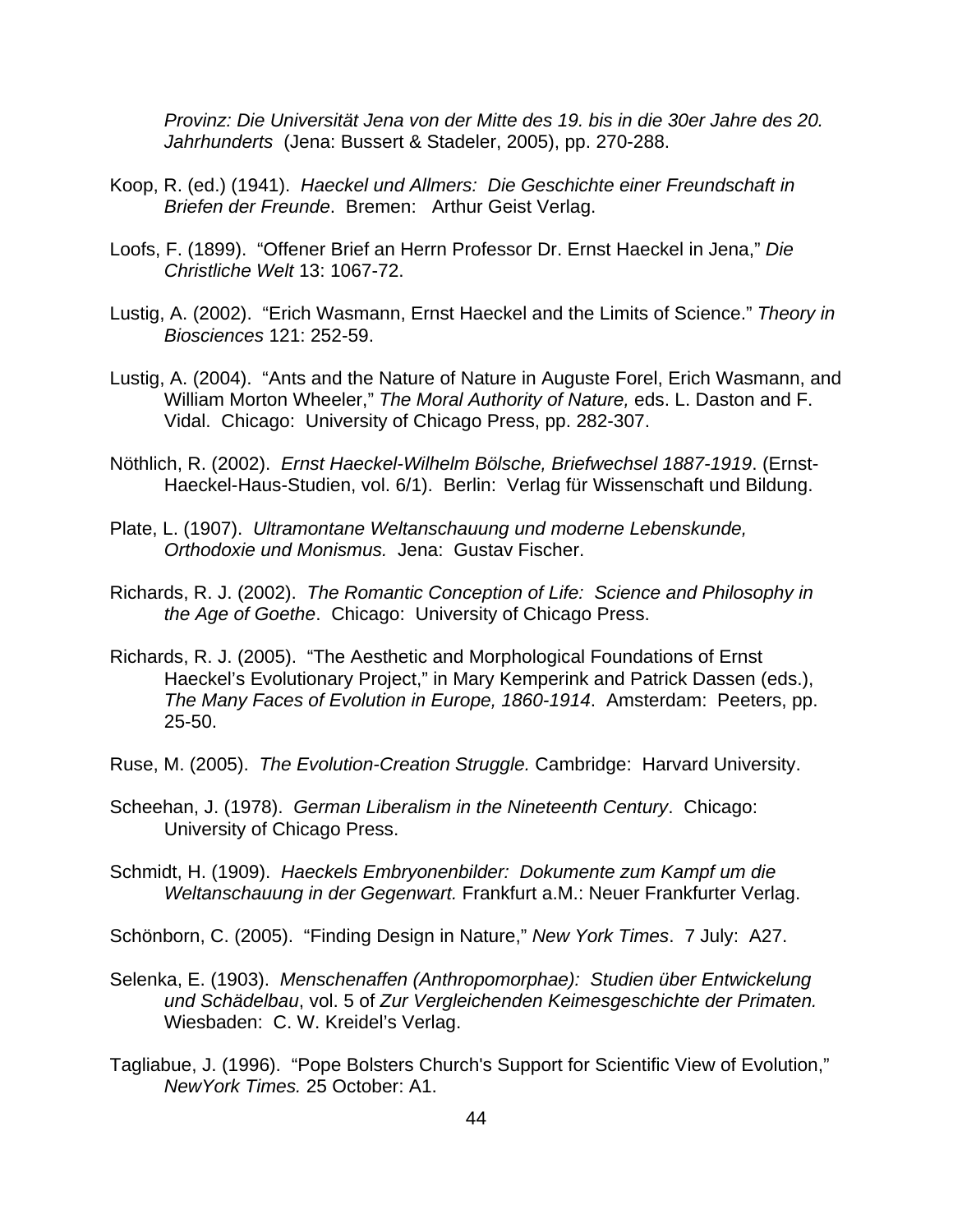*Provinz: Die Universität Jena von der Mitte des 19. bis in die 30er Jahre des 20. Jahrhunderts* (Jena: Bussert & Stadeler, 2005), pp. 270-288.

Koop, R. (ed.) (1941). *Haeckel und Allmers: Die Geschichte einer Freundschaft in Briefen der Freunde*. Bremen: Arthur Geist Verlag.

Loofs, F. (1899). "Offener Brief an Herrn Professor Dr. Ernst Haeckel in Jena," *Die Christliche Welt* 13: 1067-72.

Lustig, A. (2002). "Erich Wasmann, Ernst Haeckel and the Limits of Science." *Theory in Biosciences* 121: 252-59.

Lustig, A. (2004). "Ants and the Nature of Nature in Auguste Forel, Erich Wasmann, and William Morton Wheeler," *The Moral Authority of Nature,* eds. L. Daston and F. Vidal. Chicago: University of Chicago Press, pp. 282-307.

Nöthlich, R. (2002). *Ernst Haeckel-Wilhelm Bölsche, Briefwechsel 1887-1919*. (Ernst-Haeckel-Haus-Studien, vol. 6/1). Berlin: Verlag für Wissenschaft und Bildung.

Plate, L. (1907). *Ultramontane Weltanschauung und moderne Lebenskunde, Orthodoxie und Monismus.* Jena: Gustav Fischer.

Richards, R. J. (2002). *The Romantic Conception of Life: Science and Philosophy in the Age of Goethe*. Chicago: University of Chicago Press.

Richards, R. J. (2005). "The Aesthetic and Morphological Foundations of Ernst Haeckel's Evolutionary Project," in Mary Kemperink and Patrick Dassen (eds.), *The Many Faces of Evolution in Europe, 1860-1914*. Amsterdam: Peeters, pp. 25-50.

Ruse, M. (2005). *The Evolution-Creation Struggle.* Cambridge: Harvard University.

Scheehan, J. (1978). *German Liberalism in the Nineteenth Century*. Chicago: University of Chicago Press.

Schmidt, H. (1909). *Haeckels Embryonenbilder: Dokumente zum Kampf um die Weltanschauung in der Gegenwart.* Frankfurt a.M.: Neuer Frankfurter Verlag.

Schönborn, C. (2005). "Finding Design in Nature," *New York Times*. 7 July: A27.

Selenka, E. (1903). *Menschenaffen (Anthropomorphae): Studien über Entwickelung und Schädelbau*, vol. 5 of *Zur Vergleichenden Keimesgeschichte der Primaten.* Wiesbaden: C. W. Kreidel's Verlag.

Tagliabue, J. (1996). "Pope Bolsters Church's Support for Scientific View of Evolution," *NewYork Times.* 25 October: A1.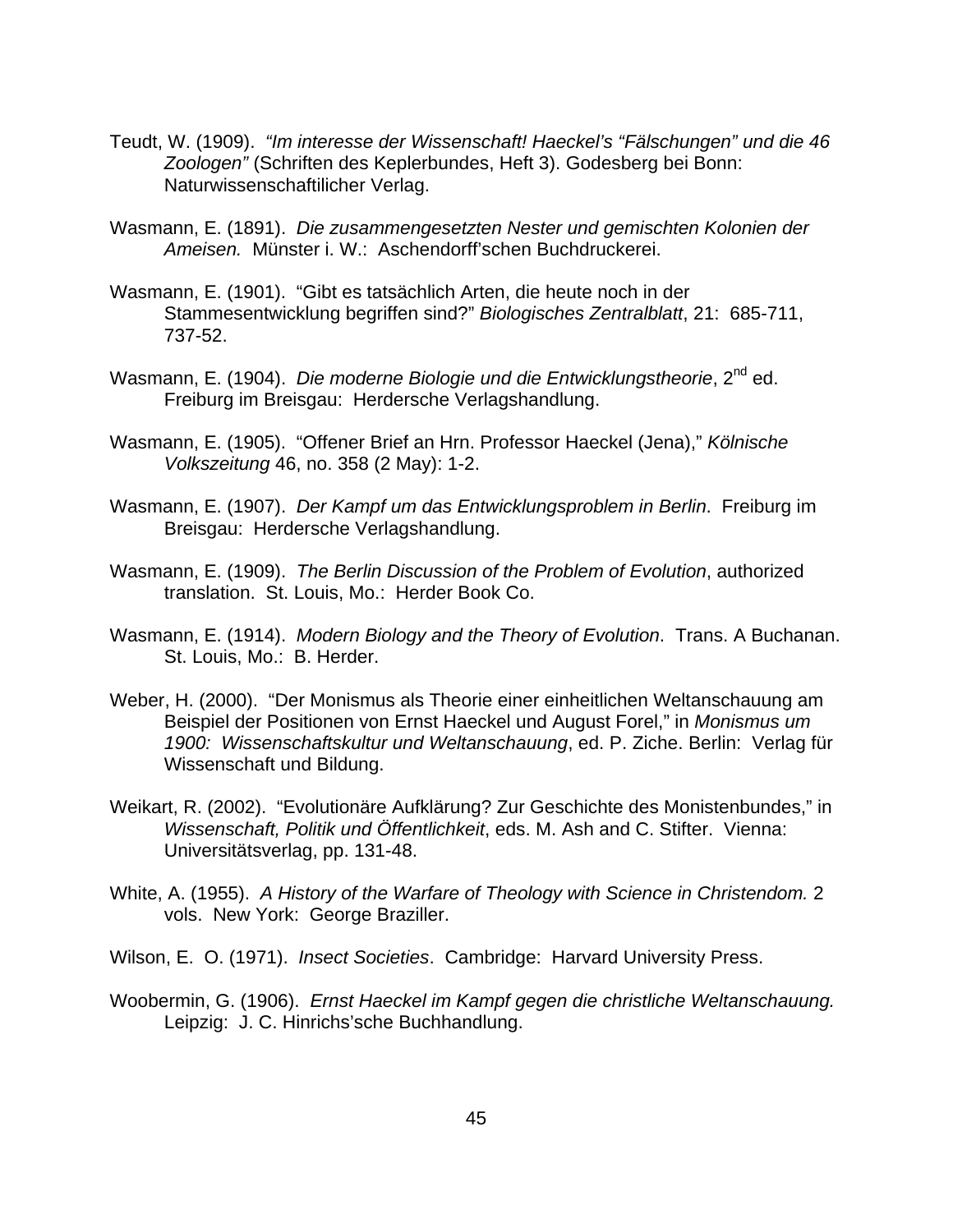Teudt, W. (1909). *"Im interesse der Wissenschaft! Haeckel's "Fälschungen" und die 46 Zoologen"* (Schriften des Keplerbundes, Heft 3). Godesberg bei Bonn: Naturwissenschaftilicher Verlag.

Wasmann, E. (1891). *Die zusammengesetzten Nester und gemischten Kolonien der Ameisen.* Münster i. W.: Aschendorff'schen Buchdruckerei.

Wasmann, E. (1901). "Gibt es tatsächlich Arten, die heute noch in der Stammesentwicklung begriffen sind?" *Biologisches Zentralblatt*, 21: 685-711, 737-52.

Wasmann, E. (1904). *Die moderne Biologie und die Entwicklungstheorie*, 2nd ed. Freiburg im Breisgau: Herdersche Verlagshandlung.

Wasmann, E. (1905). "Offener Brief an Hrn. Professor Haeckel (Jena)," *Kölnische Volkszeitung* 46, no. 358 (2 May): 1-2.

Wasmann, E. (1907). *Der Kampf um das Entwicklungsproblem in Berlin*. Freiburg im Breisgau: Herdersche Verlagshandlung.

Wasmann, E. (1909). *The Berlin Discussion of the Problem of Evolution*, authorized translation. St. Louis, Mo.: Herder Book Co.

Wasmann, E. (1914). *Modern Biology and the Theory of Evolution*. Trans. A Buchanan. St. Louis, Mo.: B. Herder.

Weber, H. (2000). "Der Monismus als Theorie einer einheitlichen Weltanschauung am Beispiel der Positionen von Ernst Haeckel und August Forel," in *Monismus um 1900: Wissenschaftskultur und Weltanschauung*, ed. P. Ziche. Berlin: Verlag für Wissenschaft und Bildung.

Weikart, R. (2002). "Evolutionäre Aufklärung? Zur Geschichte des Monistenbundes," in *Wissenschaft, Politik und Öffentlichkeit*, eds. M. Ash and C. Stifter. Vienna: Universitätsverlag, pp. 131-48.

White, A. (1955). *A History of the Warfare of Theology with Science in Christendom.* 2 vols. New York: George Braziller.

Wilson, E. O. (1971). *Insect Societies*. Cambridge: Harvard University Press.

Woobermin, G. (1906). *Ernst Haeckel im Kampf gegen die christliche Weltanschauung.* Leipzig: J. C. Hinrichs'sche Buchhandlung.